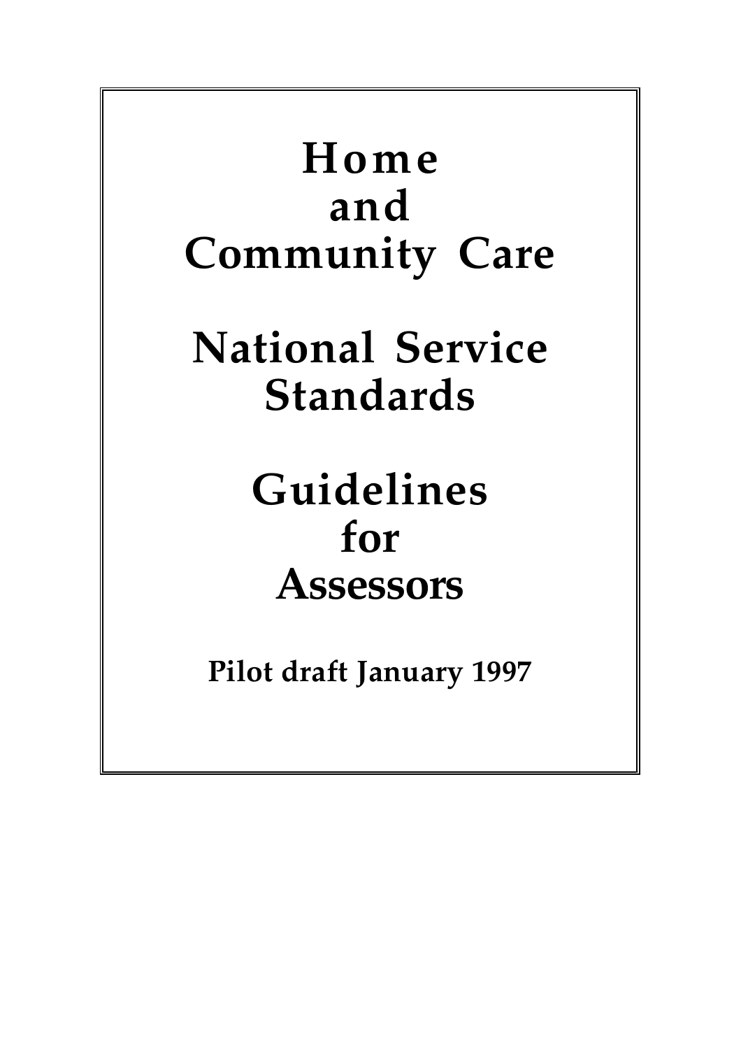# Home and Community Care

# National Service Standards

# Guidelines for Assessors

**Pilot draft January 1997**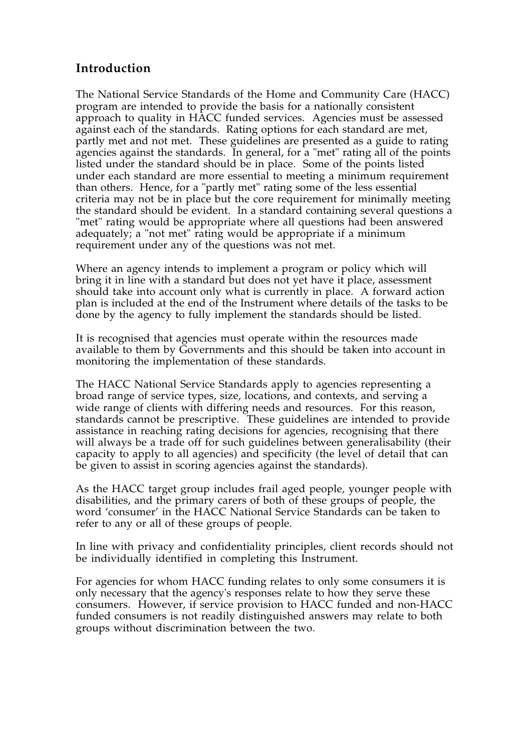## Introduction

The National Service Standards of the Home and Community Care (HACC) program are intended to provide the basis for a nationally consistent approach to quality in HACC funded services. Agencies must be assessed against each of the standards. Rating options for each standard are met, partly met and not met. These guidelines are presented as a guide to rating agencies against the standards. In general, for a "met" rating all of the points listed under the standard should be in place. Some of the points listed under each standard are more essential to meeting a minimum requirement than others. Hence, for a "partly met" rating some of the less essential criteria may not be in place but the core requirement for minimally meeting the standard should be evident. In a standard containing several questions a "met" rating would be appropriate where all questions had been answered adequately; a "not met" rating would be appropriate if a minimum requirement under any of the questions was not met.

Where an agency intends to implement a program or policy which will bring it in line with a standard but does not yet have it place, assessment should take into account only what is currently in place. A forward action plan is included at the end of the Instrument where details of the tasks to be done by the agency to fully implement the standards should be listed.

It is recognised that agencies must operate within the resources made available to them by Governments and this should be taken into account in monitoring the implementation of these standards.

The HACC National Service Standards apply to agencies representing a broad range of service types, size, locations, and contexts, and serving a wide range of clients with differing needs and resources. For this reason, standards cannot be prescriptive. These guidelines are intended to provide assistance in reaching rating decisions for agencies, recognising that there will always be a trade off for such guidelines between generalisability (their capacity to apply to all agencies) and specificity (the level of detail that can be given to assist in scoring agencies against the standards).

As the HACC target group includes frail aged people, younger people with disabilities, and the primary carers of both of these groups of people, the word 'consumer' in the HACC National Service Standards can be taken to refer to any or all of these groups of people.

In line with privacy and confidentiality principles, client records should not be individually identified in completing this Instrument.

For agencies for whom HACC funding relates to only some consumers it is only necessary that the agency's responses relate to how they serve these consumers. However, if service provision to HACC funded and non-HACC funded consumers is not readily distinguished answers may relate to both groups without discrimination between the two.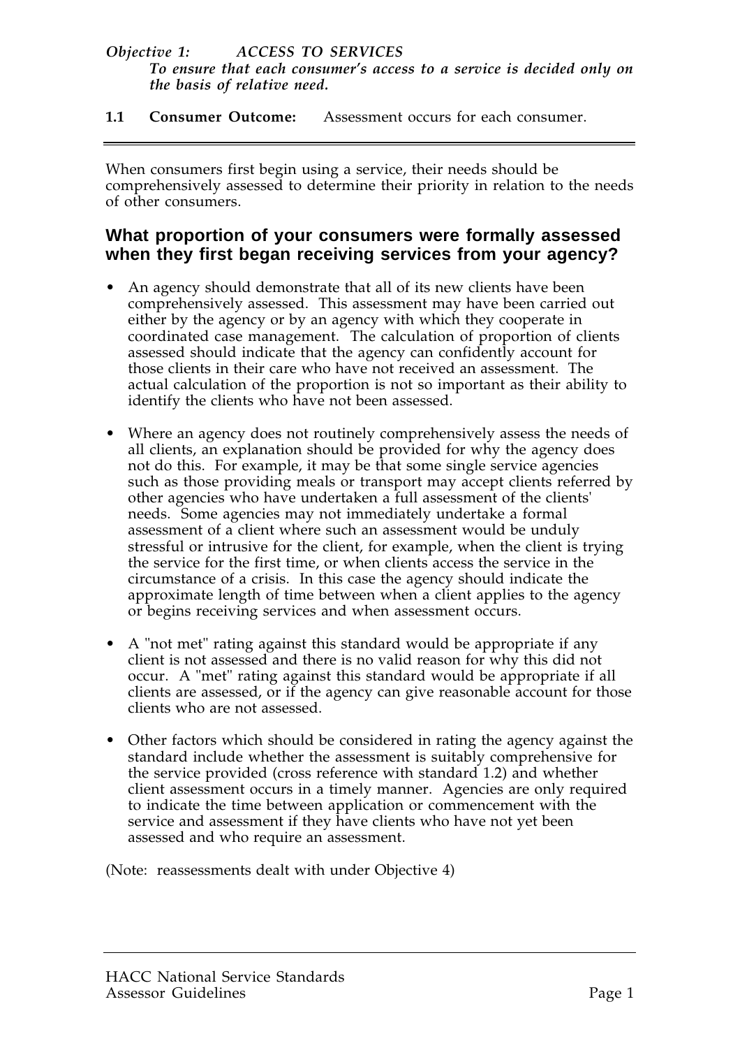*Objective 1: ACCESS TO SERVICES*
***To ensure that each consumer's access to a service is decided only on the basis of relative need.***

**1.1 Consumer Outcome:** Assessment occurs for each consumer.

---

When consumers first begin using a service, their needs should be comprehensively assessed to determine their priority in relation to the needs of other consumers.

## What proportion of your consumers were formally assessed when they first began receiving services from your agency?

- An agency should demonstrate that all of its new clients have been comprehensively assessed. This assessment may have been carried out either by the agency or by an agency with which they cooperate in coordinated case management. The calculation of proportion of clients assessed should indicate that the agency can confidently account for those clients in their care who have not received an assessment. The actual calculation of the proportion is not so important as their ability to identify the clients who have not been assessed.

- Where an agency does not routinely comprehensively assess the needs of all clients, an explanation should be provided for why the agency does not do this. For example, it may be that some single service agencies such as those providing meals or transport may accept clients referred by other agencies who have undertaken a full assessment of the clients' needs. Some agencies may not immediately undertake a formal assessment of a client where such an assessment would be unduly stressful or intrusive for the client, for example, when the client is trying the service for the first time, or when clients access the service in the circumstance of a crisis. In this case the agency should indicate the approximate length of time between when a client applies to the agency or begins receiving services and when assessment occurs.

- A "not met" rating against this standard would be appropriate if any client is not assessed and there is no valid reason for why this did not occur. A "met" rating against this standard would be appropriate if all clients are assessed, or if the agency can give reasonable account for those clients who are not assessed.

- Other factors which should be considered in rating the agency against the standard include whether the assessment is suitably comprehensive for the service provided (cross reference with standard 1.2) and whether client assessment occurs in a timely manner. Agencies are only required to indicate the time between application or commencement with the service and assessment if they have clients who have not yet been assessed and who require an assessment.

(Note: reassessments dealt with under Objective 4)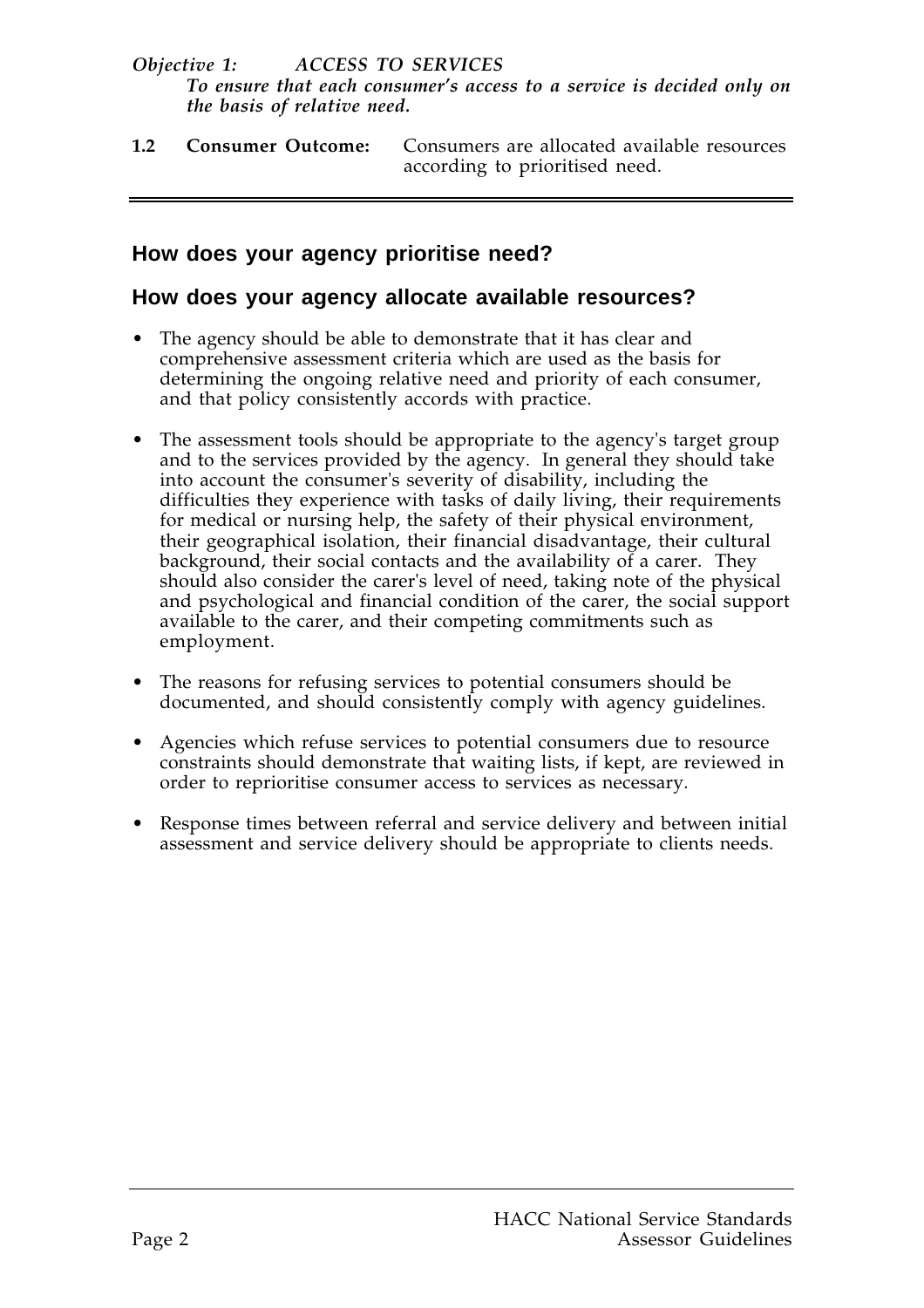*Objective 1:* *ACCESS TO SERVICES*

***To ensure that each consumer's access to a service is decided only on the basis of relative need.***

**1.2** **Consumer Outcome:** Consumers are allocated available resources according to prioritised need.

## How does your agency prioritise need?

## How does your agency allocate available resources?

- The agency should be able to demonstrate that it has clear and comprehensive assessment criteria which are used as the basis for determining the ongoing relative need and priority of each consumer, and that policy consistently accords with practice.
- The assessment tools should be appropriate to the agency's target group and to the services provided by the agency. In general they should take into account the consumer's severity of disability, including the difficulties they experience with tasks of daily living, their requirements for medical or nursing help, the safety of their physical environment, their geographical isolation, their financial disadvantage, their cultural background, their social contacts and the availability of a carer. They should also consider the carer's level of need, taking note of the physical and psychological and financial condition of the carer, the social support available to the carer, and their competing commitments such as employment.
- The reasons for refusing services to potential consumers should be documented, and should consistently comply with agency guidelines.
- Agencies which refuse services to potential consumers due to resource constraints should demonstrate that waiting lists, if kept, are reviewed in order to reprioritise consumer access to services as necessary.
- Response times between referral and service delivery and between initial assessment and service delivery should be appropriate to clients needs.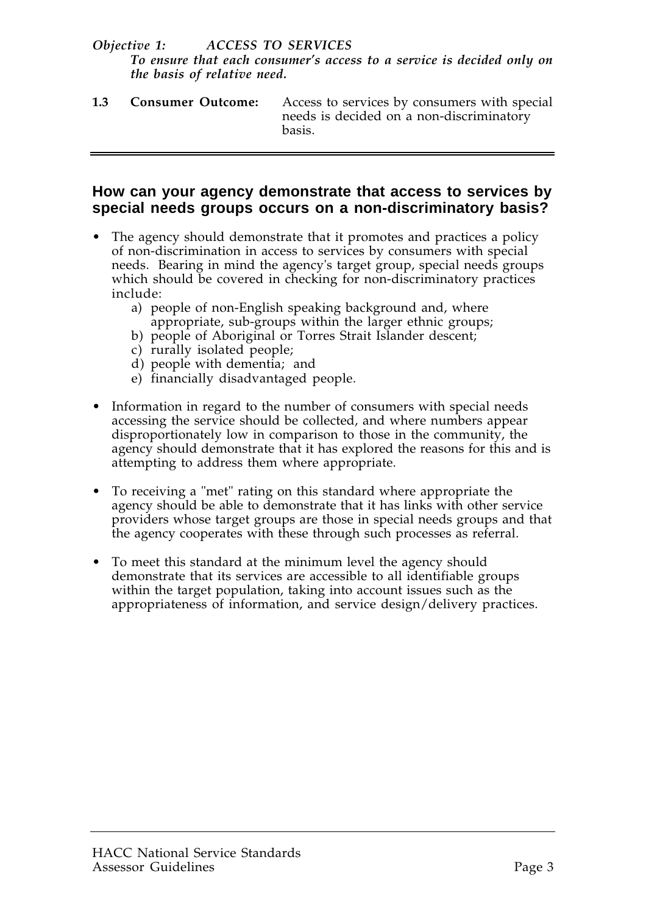*Objective 1: ACCESS TO SERVICES*
***To ensure that each consumer's access to a service is decided only on the basis of relative need.***

**1.3 Consumer Outcome:** Access to services by consumers with special needs is decided on a non-discriminatory basis.

---

## How can your agency demonstrate that access to services by special needs groups occurs on a non-discriminatory basis?

- The agency should demonstrate that it promotes and practices a policy of non-discrimination in access to services by consumers with special needs. Bearing in mind the agency's target group, special needs groups which should be covered in checking for non-discriminatory practices include:
  a) people of non-English speaking background and, where appropriate, sub-groups within the larger ethnic groups;
  b) people of Aboriginal or Torres Strait Islander descent;
  c) rurally isolated people;
  d) people with dementia; and
  e) financially disadvantaged people.

- Information in regard to the number of consumers with special needs accessing the service should be collected, and where numbers appear disproportionately low in comparison to those in the community, the agency should demonstrate that it has explored the reasons for this and is attempting to address them where appropriate.

- To receiving a "met" rating on this standard where appropriate the agency should be able to demonstrate that it has links with other service providers whose target groups are those in special needs groups and that the agency cooperates with these through such processes as referral.

- To meet this standard at the minimum level the agency should demonstrate that its services are accessible to all identifiable groups within the target population, taking into account issues such as the appropriateness of information, and service design/delivery practices.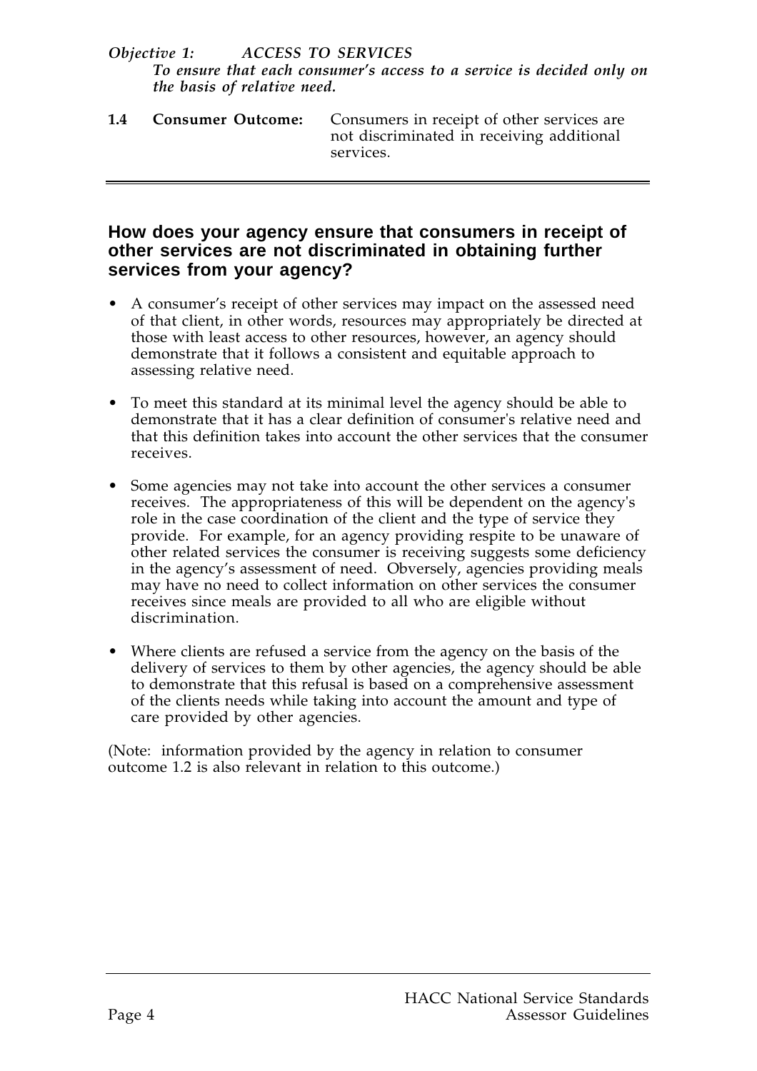*Objective 1: ACCESS TO SERVICES*
***To ensure that each consumer's access to a service is decided only on the basis of relative need.***

**1.4 Consumer Outcome:** Consumers in receipt of other services are not discriminated in receiving additional services.

---

## How does your agency ensure that consumers in receipt of other services are not discriminated in obtaining further services from your agency?

- A consumer's receipt of other services may impact on the assessed need of that client, in other words, resources may appropriately be directed at those with least access to other resources, however, an agency should demonstrate that it follows a consistent and equitable approach to assessing relative need.

- To meet this standard at its minimal level the agency should be able to demonstrate that it has a clear definition of consumer's relative need and that this definition takes into account the other services that the consumer receives.

- Some agencies may not take into account the other services a consumer receives. The appropriateness of this will be dependent on the agency's role in the case coordination of the client and the type of service they provide. For example, for an agency providing respite to be unaware of other related services the consumer is receiving suggests some deficiency in the agency's assessment of need. Obversely, agencies providing meals may have no need to collect information on other services the consumer receives since meals are provided to all who are eligible without discrimination.

- Where clients are refused a service from the agency on the basis of the delivery of services to them by other agencies, the agency should be able to demonstrate that this refusal is based on a comprehensive assessment of the clients needs while taking into account the amount and type of care provided by other agencies.

(Note: information provided by the agency in relation to consumer outcome 1.2 is also relevant in relation to this outcome.)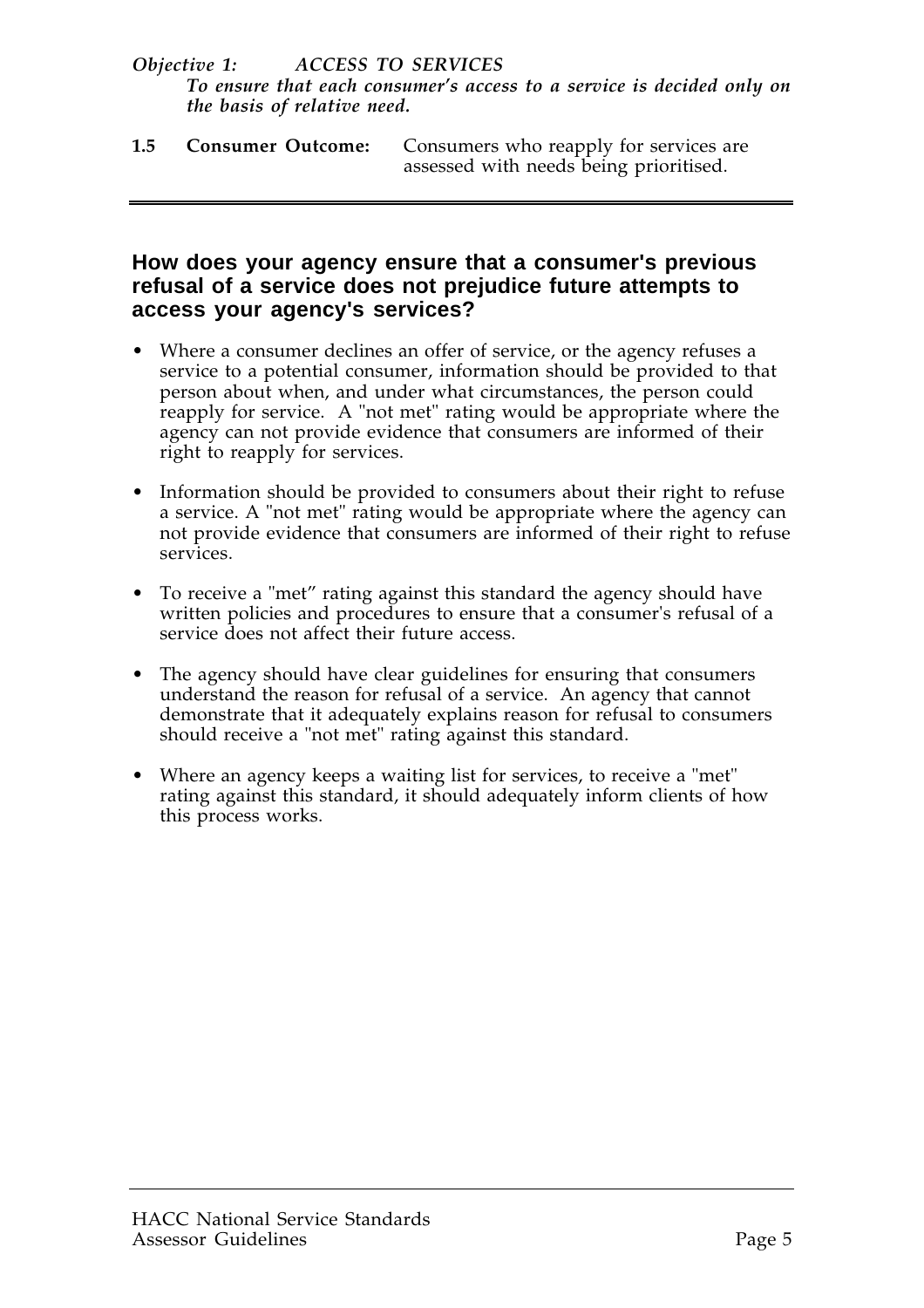*Objective 1: ACCESS TO SERVICES*
***To ensure that each consumer's access to a service is decided only on the basis of relative need.***

**1.5 Consumer Outcome:** Consumers who reapply for services are assessed with needs being prioritised.

---

## How does your agency ensure that a consumer's previous refusal of a service does not prejudice future attempts to access your agency's services?

- Where a consumer declines an offer of service, or the agency refuses a service to a potential consumer, information should be provided to that person about when, and under what circumstances, the person could reapply for service. A "not met" rating would be appropriate where the agency can not provide evidence that consumers are informed of their right to reapply for services.

- Information should be provided to consumers about their right to refuse a service. A "not met" rating would be appropriate where the agency can not provide evidence that consumers are informed of their right to refuse services.

- To receive a "met" rating against this standard the agency should have written policies and procedures to ensure that a consumer's refusal of a service does not affect their future access.

- The agency should have clear guidelines for ensuring that consumers understand the reason for refusal of a service. An agency that cannot demonstrate that it adequately explains reason for refusal to consumers should receive a "not met" rating against this standard.

- Where an agency keeps a waiting list for services, to receive a "met" rating against this standard, it should adequately inform clients of how this process works.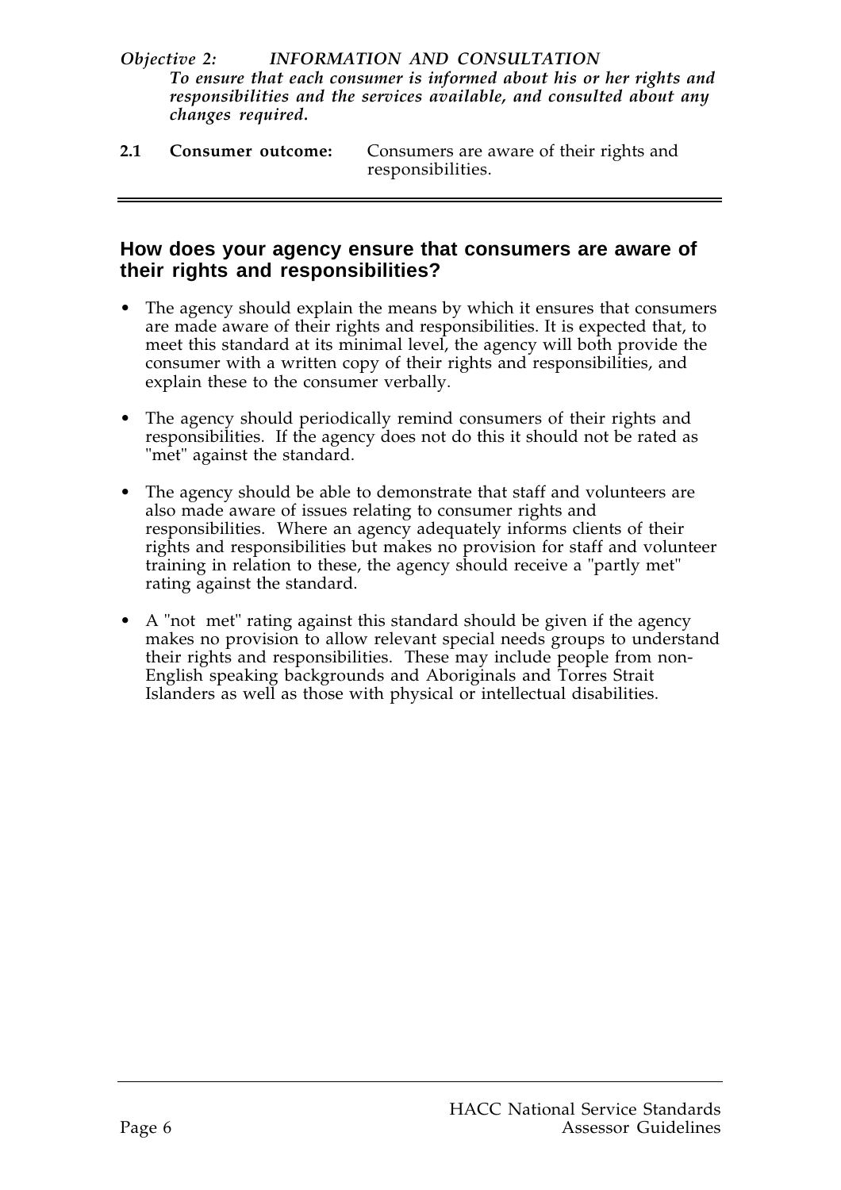*Objective 2: INFORMATION AND CONSULTATION*
***To ensure that each consumer is informed about his or her rights and responsibilities and the services available, and consulted about any changes required.***

**2.1 Consumer outcome:** Consumers are aware of their rights and responsibilities.

## How does your agency ensure that consumers are aware of their rights and responsibilities?

- The agency should explain the means by which it ensures that consumers are made aware of their rights and responsibilities. It is expected that, to meet this standard at its minimal level, the agency will both provide the consumer with a written copy of their rights and responsibilities, and explain these to the consumer verbally.

- The agency should periodically remind consumers of their rights and responsibilities. If the agency does not do this it should not be rated as "met" against the standard.

- The agency should be able to demonstrate that staff and volunteers are also made aware of issues relating to consumer rights and responsibilities. Where an agency adequately informs clients of their rights and responsibilities but makes no provision for staff and volunteer training in relation to these, the agency should receive a "partly met" rating against the standard.

- A "not met" rating against this standard should be given if the agency makes no provision to allow relevant special needs groups to understand their rights and responsibilities. These may include people from non-English speaking backgrounds and Aboriginals and Torres Strait Islanders as well as those with physical or intellectual disabilities.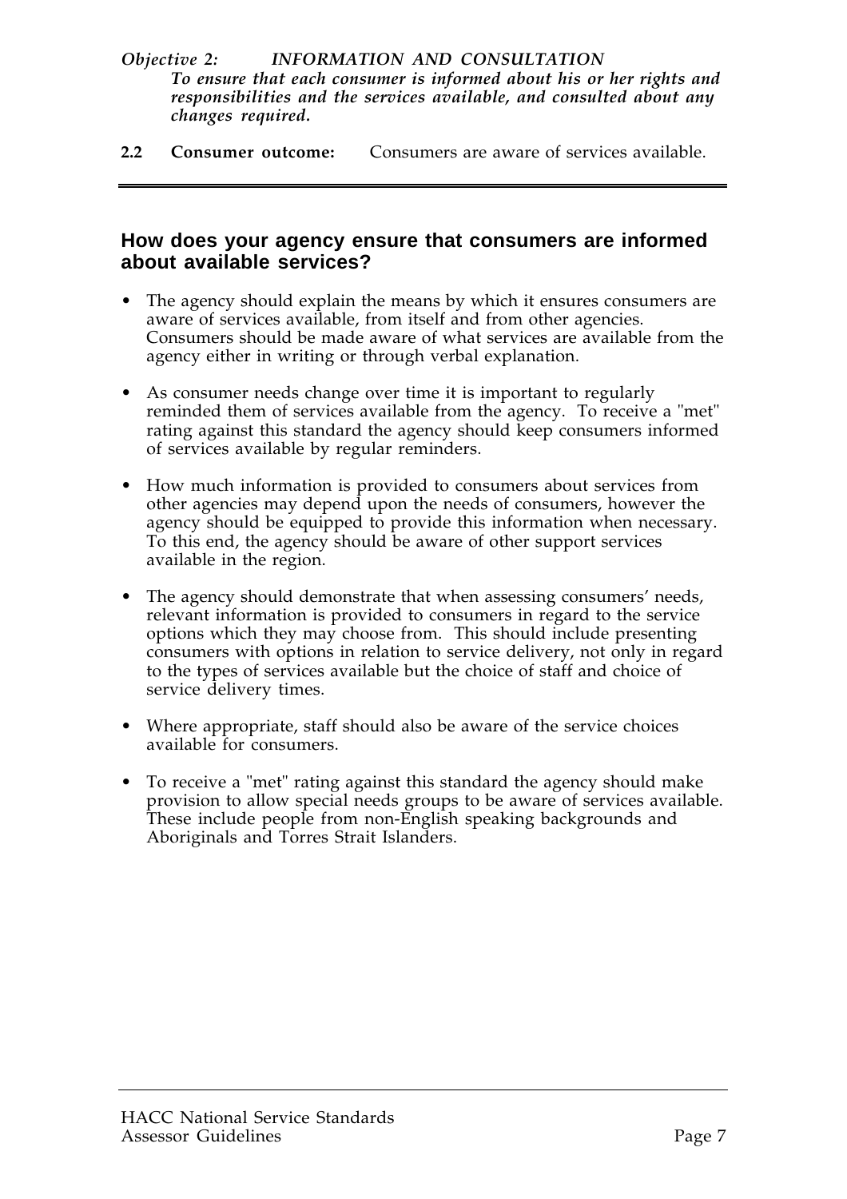*Objective 2:* ***INFORMATION AND CONSULTATION***

***To ensure that each consumer is informed about his or her rights and responsibilities and the services available, and consulted about any changes required.***

**2.2 Consumer outcome:** Consumers are aware of services available.

## How does your agency ensure that consumers are informed about available services?

- The agency should explain the means by which it ensures consumers are aware of services available, from itself and from other agencies. Consumers should be made aware of what services are available from the agency either in writing or through verbal explanation.

- As consumer needs change over time it is important to regularly reminded them of services available from the agency. To receive a "met" rating against this standard the agency should keep consumers informed of services available by regular reminders.

- How much information is provided to consumers about services from other agencies may depend upon the needs of consumers, however the agency should be equipped to provide this information when necessary. To this end, the agency should be aware of other support services available in the region.

- The agency should demonstrate that when assessing consumers' needs, relevant information is provided to consumers in regard to the service options which they may choose from. This should include presenting consumers with options in relation to service delivery, not only in regard to the types of services available but the choice of staff and choice of service delivery times.

- Where appropriate, staff should also be aware of the service choices available for consumers.

- To receive a "met" rating against this standard the agency should make provision to allow special needs groups to be aware of services available. These include people from non-English speaking backgrounds and Aboriginals and Torres Strait Islanders.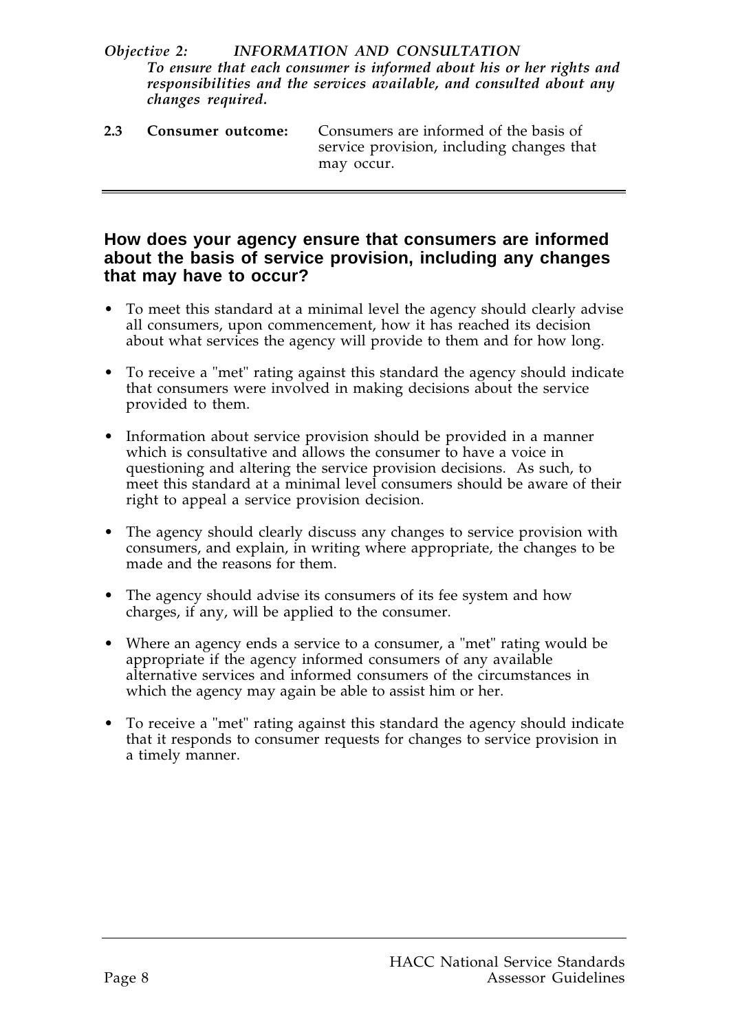*Objective 2: INFORMATION AND CONSULTATION*

***To ensure that each consumer is informed about his or her rights and responsibilities and the services available, and consulted about any changes required.***

**2.3 Consumer outcome:** Consumers are informed of the basis of service provision, including changes that may occur.

---

## How does your agency ensure that consumers are informed about the basis of service provision, including any changes that may have to occur?

- To meet this standard at a minimal level the agency should clearly advise all consumers, upon commencement, how it has reached its decision about what services the agency will provide to them and for how long.
- To receive a "met" rating against this standard the agency should indicate that consumers were involved in making decisions about the service provided to them.
- Information about service provision should be provided in a manner which is consultative and allows the consumer to have a voice in questioning and altering the service provision decisions. As such, to meet this standard at a minimal level consumers should be aware of their right to appeal a service provision decision.
- The agency should clearly discuss any changes to service provision with consumers, and explain, in writing where appropriate, the changes to be made and the reasons for them.
- The agency should advise its consumers of its fee system and how charges, if any, will be applied to the consumer.
- Where an agency ends a service to a consumer, a "met" rating would be appropriate if the agency informed consumers of any available alternative services and informed consumers of the circumstances in which the agency may again be able to assist him or her.
- To receive a "met" rating against this standard the agency should indicate that it responds to consumer requests for changes to service provision in a timely manner.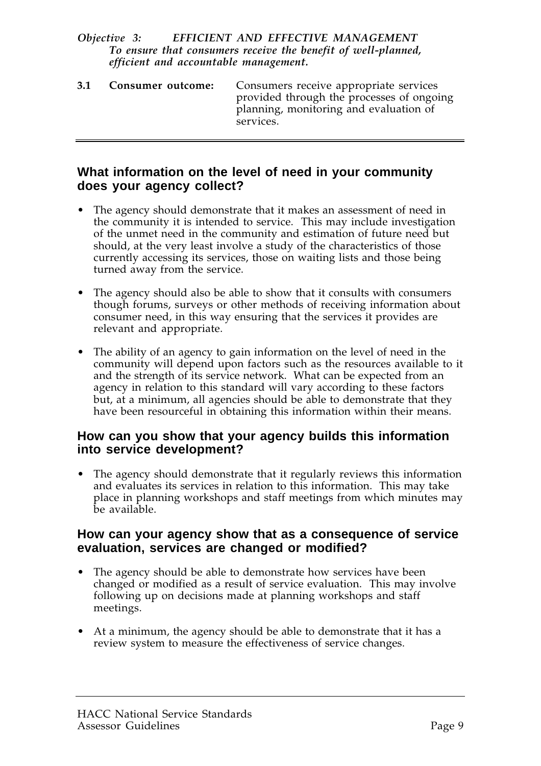*Objective 3: EFFICIENT AND EFFECTIVE MANAGEMENT*
***To ensure that consumers receive the benefit of well-planned, efficient and accountable management.***

**3.1 Consumer outcome:** Consumers receive appropriate services provided through the processes of ongoing planning, monitoring and evaluation of services.

---

## What information on the level of need in your community does your agency collect?

- The agency should demonstrate that it makes an assessment of need in the community it is intended to service. This may include investigation of the unmet need in the community and estimation of future need but should, at the very least involve a study of the characteristics of those currently accessing its services, those on waiting lists and those being turned away from the service.
- The agency should also be able to show that it consults with consumers though forums, surveys or other methods of receiving information about consumer need, in this way ensuring that the services it provides are relevant and appropriate.
- The ability of an agency to gain information on the level of need in the community will depend upon factors such as the resources available to it and the strength of its service network. What can be expected from an agency in relation to this standard will vary according to these factors but, at a minimum, all agencies should be able to demonstrate that they have been resourceful in obtaining this information within their means.

## How can you show that your agency builds this information into service development?

- The agency should demonstrate that it regularly reviews this information and evaluates its services in relation to this information. This may take place in planning workshops and staff meetings from which minutes may be available.

## How can your agency show that as a consequence of service evaluation, services are changed or modified?

- The agency should be able to demonstrate how services have been changed or modified as a result of service evaluation. This may involve following up on decisions made at planning workshops and staff meetings.
- At a minimum, the agency should be able to demonstrate that it has a review system to measure the effectiveness of service changes.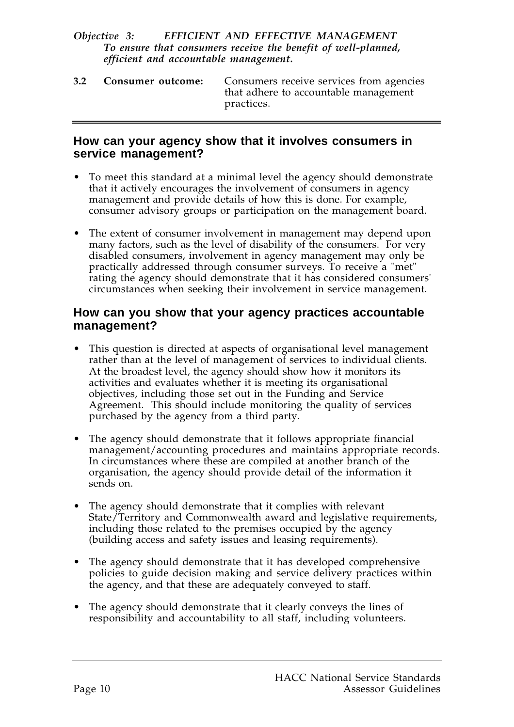*Objective 3: EFFICIENT AND EFFECTIVE MANAGEMENT*
***To ensure that consumers receive the benefit of well-planned, efficient and accountable management.***

**3.2 Consumer outcome:** Consumers receive services from agencies that adhere to accountable management practices.

## How can your agency show that it involves consumers in service management?

- To meet this standard at a minimal level the agency should demonstrate that it actively encourages the involvement of consumers in agency management and provide details of how this is done. For example, consumer advisory groups or participation on the management board.

- The extent of consumer involvement in management may depend upon many factors, such as the level of disability of the consumers. For very disabled consumers, involvement in agency management may only be practically addressed through consumer surveys. To receive a "met" rating the agency should demonstrate that it has considered consumers' circumstances when seeking their involvement in service management.

## How can you show that your agency practices accountable management?

- This question is directed at aspects of organisational level management rather than at the level of management of services to individual clients. At the broadest level, the agency should show how it monitors its activities and evaluates whether it is meeting its organisational objectives, including those set out in the Funding and Service Agreement. This should include monitoring the quality of services purchased by the agency from a third party.

- The agency should demonstrate that it follows appropriate financial management/accounting procedures and maintains appropriate records. In circumstances where these are compiled at another branch of the organisation, the agency should provide detail of the information it sends on.

- The agency should demonstrate that it complies with relevant State/Territory and Commonwealth award and legislative requirements, including those related to the premises occupied by the agency (building access and safety issues and leasing requirements).

- The agency should demonstrate that it has developed comprehensive policies to guide decision making and service delivery practices within the agency, and that these are adequately conveyed to staff.

- The agency should demonstrate that it clearly conveys the lines of responsibility and accountability to all staff, including volunteers.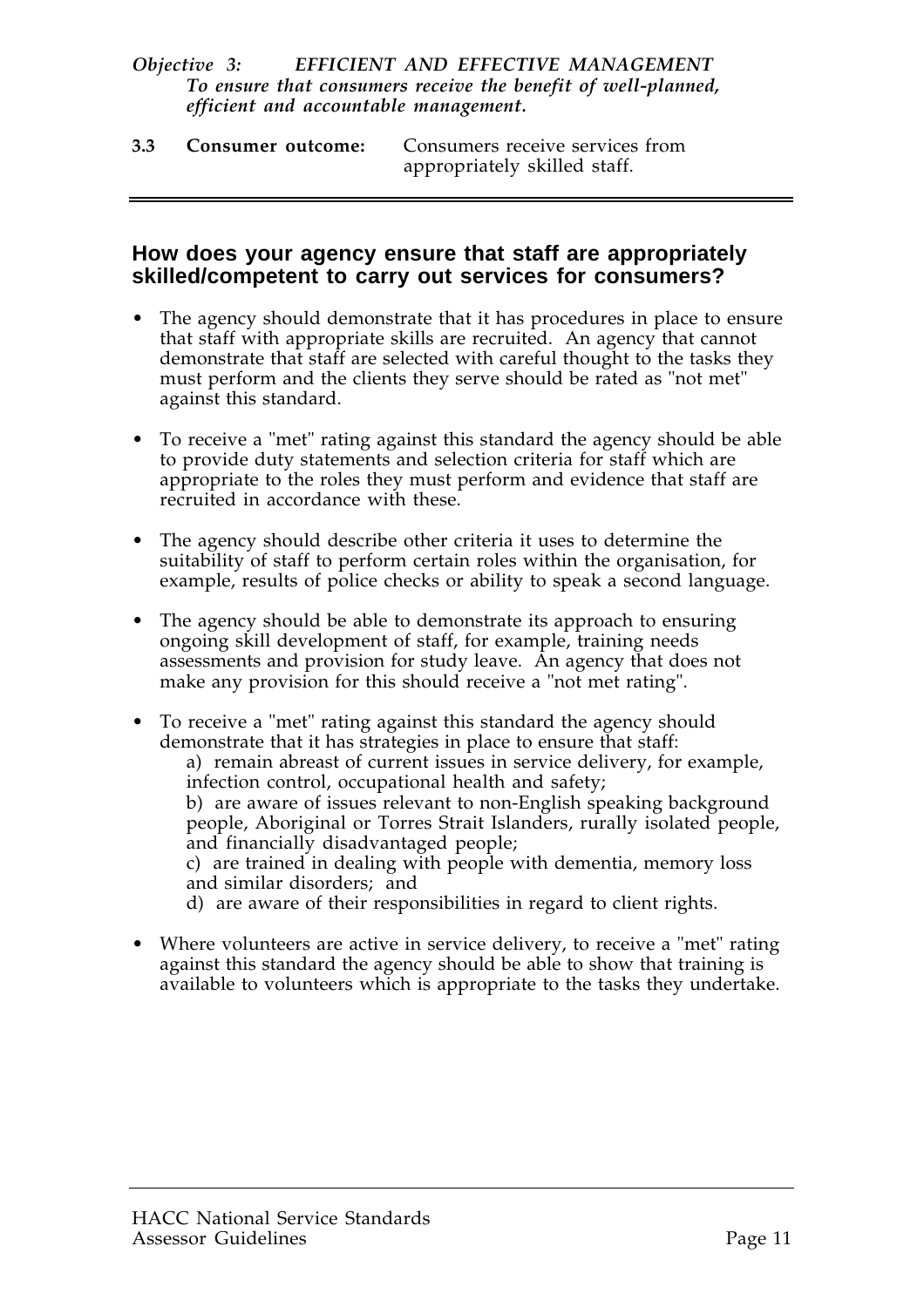*Objective 3:* ***EFFICIENT AND EFFECTIVE MANAGEMENT***
***To ensure that consumers receive the benefit of well-planned, efficient and accountable management.***

**3.3 Consumer outcome:** Consumers receive services from appropriately skilled staff.

## How does your agency ensure that staff are appropriately skilled/competent to carry out services for consumers?

- The agency should demonstrate that it has procedures in place to ensure that staff with appropriate skills are recruited. An agency that cannot demonstrate that staff are selected with careful thought to the tasks they must perform and the clients they serve should be rated as "not met" against this standard.

- To receive a "met" rating against this standard the agency should be able to provide duty statements and selection criteria for staff which are appropriate to the roles they must perform and evidence that staff are recruited in accordance with these.

- The agency should describe other criteria it uses to determine the suitability of staff to perform certain roles within the organisation, for example, results of police checks or ability to speak a second language.

- The agency should be able to demonstrate its approach to ensuring ongoing skill development of staff, for example, training needs assessments and provision for study leave. An agency that does not make any provision for this should receive a "not met rating".

- To receive a "met" rating against this standard the agency should demonstrate that it has strategies in place to ensure that staff:
  a) remain abreast of current issues in service delivery, for example, infection control, occupational health and safety;
  b) are aware of issues relevant to non-English speaking background people, Aboriginal or Torres Strait Islanders, rurally isolated people, and financially disadvantaged people;
  c) are trained in dealing with people with dementia, memory loss and similar disorders; and
  d) are aware of their responsibilities in regard to client rights.

- Where volunteers are active in service delivery, to receive a "met" rating against this standard the agency should be able to show that training is available to volunteers which is appropriate to the tasks they undertake.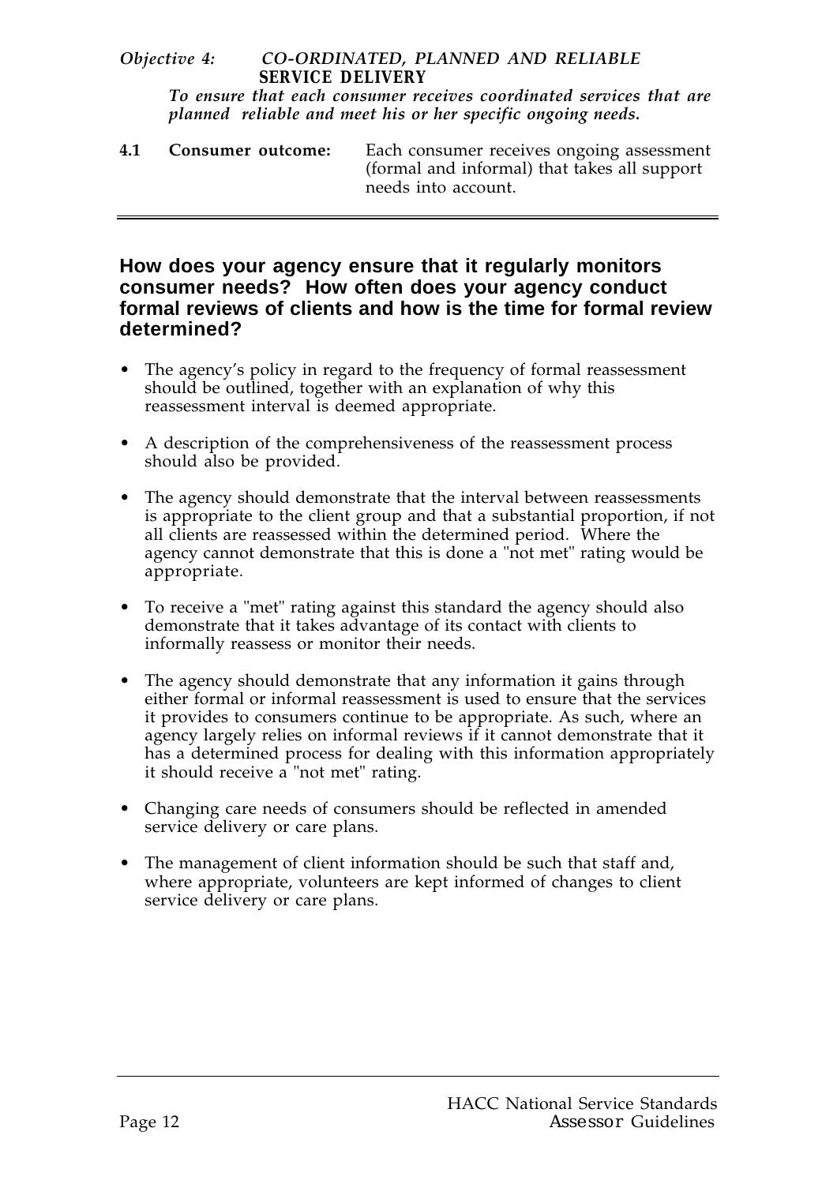*Objective 4: CO-ORDINATED, PLANNED AND RELIABLE* **SERVICE DELIVERY**

***To ensure that each consumer receives coordinated services that are planned reliable and meet his or her specific ongoing needs.***

**4.1 Consumer outcome:** Each consumer receives ongoing assessment (formal and informal) that takes all support needs into account.

---

## How does your agency ensure that it regularly monitors consumer needs? How often does your agency conduct formal reviews of clients and how is the time for formal review determined?

- The agency's policy in regard to the frequency of formal reassessment should be outlined, together with an explanation of why this reassessment interval is deemed appropriate.
- A description of the comprehensiveness of the reassessment process should also be provided.
- The agency should demonstrate that the interval between reassessments is appropriate to the client group and that a substantial proportion, if not all clients are reassessed within the determined period. Where the agency cannot demonstrate that this is done a "not met" rating would be appropriate.
- To receive a "met" rating against this standard the agency should also demonstrate that it takes advantage of its contact with clients to informally reassess or monitor their needs.
- The agency should demonstrate that any information it gains through either formal or informal reassessment is used to ensure that the services it provides to consumers continue to be appropriate. As such, where an agency largely relies on informal reviews if it cannot demonstrate that it has a determined process for dealing with this information appropriately it should receive a "not met" rating.
- Changing care needs of consumers should be reflected in amended service delivery or care plans.
- The management of client information should be such that staff and, where appropriate, volunteers are kept informed of changes to client service delivery or care plans.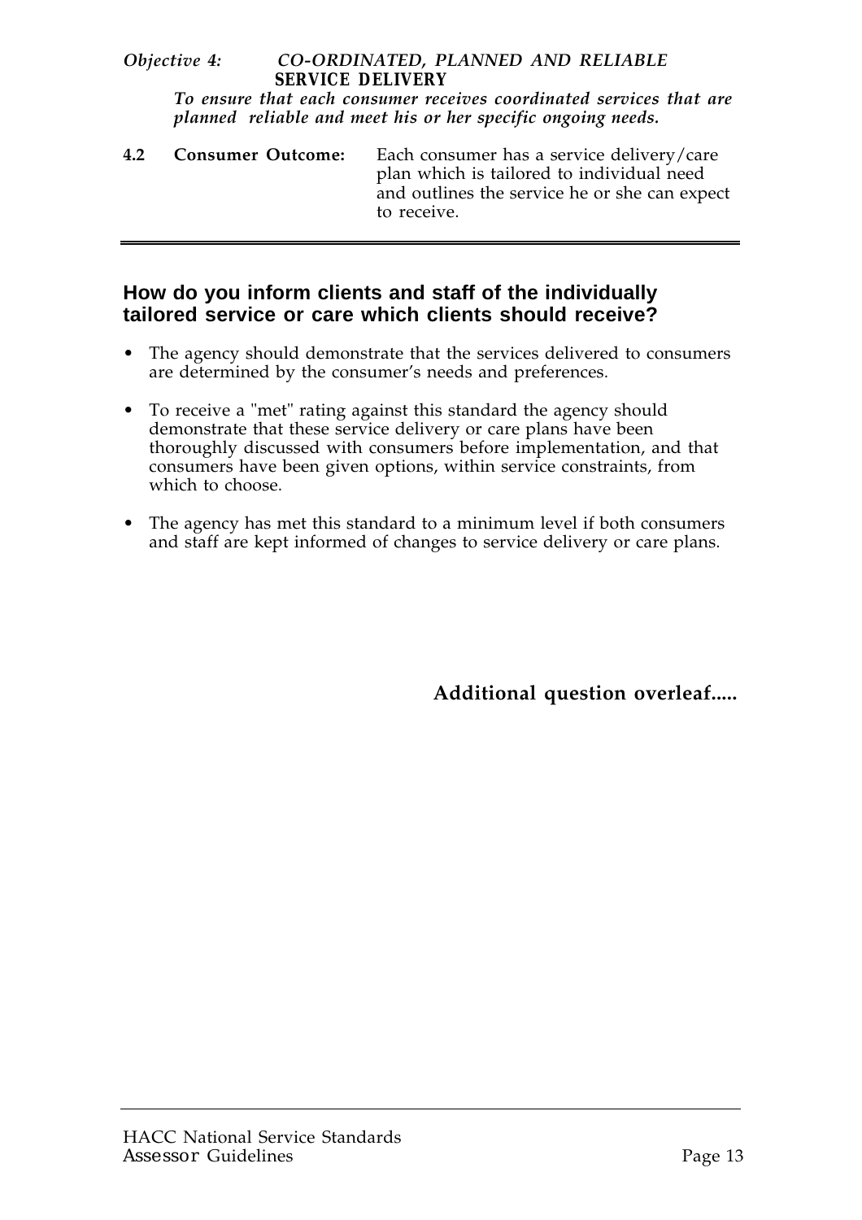*Objective 4:* ***CO-ORDINATED, PLANNED AND RELIABLE*** **SERVICE DELIVERY**

***To ensure that each consumer receives coordinated services that are planned reliable and meet his or her specific ongoing needs.***

**4.2 Consumer Outcome:** Each consumer has a service delivery/care plan which is tailored to individual need and outlines the service he or she can expect to receive.

---

## How do you inform clients and staff of the individually tailored service or care which clients should receive?

- The agency should demonstrate that the services delivered to consumers are determined by the consumer's needs and preferences.
- To receive a "met" rating against this standard the agency should demonstrate that these service delivery or care plans have been thoroughly discussed with consumers before implementation, and that consumers have been given options, within service constraints, from which to choose.
- The agency has met this standard to a minimum level if both consumers and staff are kept informed of changes to service delivery or care plans.

**Additional question overleaf.....**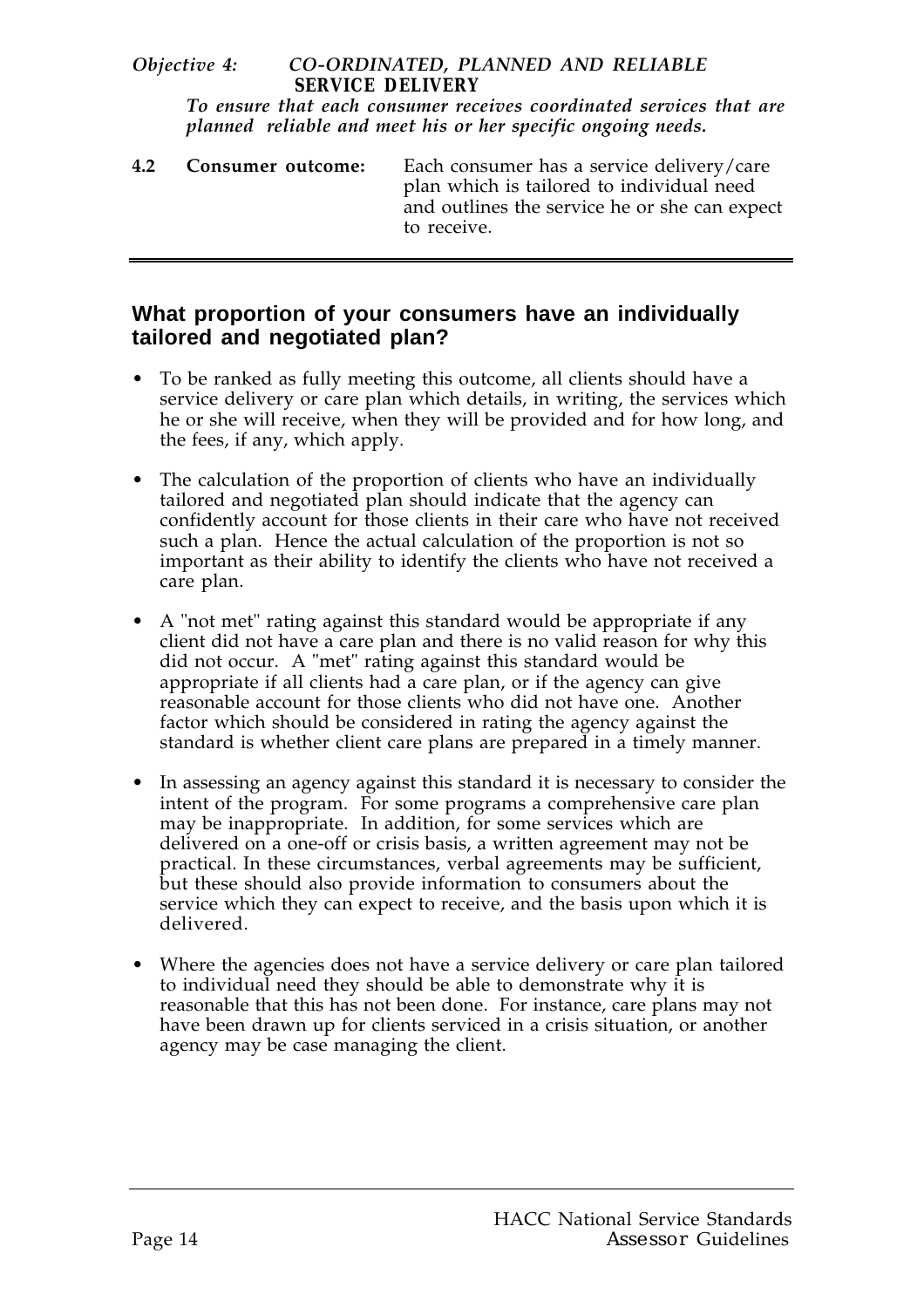*Objective 4:* ***CO-ORDINATED, PLANNED AND RELIABLE SERVICE DELIVERY***

***To ensure that each consumer receives coordinated services that are planned reliable and meet his or her specific ongoing needs.***

**4.2 Consumer outcome:** Each consumer has a service delivery/care plan which is tailored to individual need and outlines the service he or she can expect to receive.

---

## What proportion of your consumers have an individually tailored and negotiated plan?

- To be ranked as fully meeting this outcome, all clients should have a service delivery or care plan which details, in writing, the services which he or she will receive, when they will be provided and for how long, and the fees, if any, which apply.

- The calculation of the proportion of clients who have an individually tailored and negotiated plan should indicate that the agency can confidently account for those clients in their care who have not received such a plan. Hence the actual calculation of the proportion is not so important as their ability to identify the clients who have not received a care plan.

- A "not met" rating against this standard would be appropriate if any client did not have a care plan and there is no valid reason for why this did not occur. A "met" rating against this standard would be appropriate if all clients had a care plan, or if the agency can give reasonable account for those clients who did not have one. Another factor which should be considered in rating the agency against the standard is whether client care plans are prepared in a timely manner.

- In assessing an agency against this standard it is necessary to consider the intent of the program. For some programs a comprehensive care plan may be inappropriate. In addition, for some services which are delivered on a one-off or crisis basis, a written agreement may not be practical. In these circumstances, verbal agreements may be sufficient, but these should also provide information to consumers about the service which they can expect to receive, and the basis upon which it is delivered.

- Where the agencies does not have a service delivery or care plan tailored to individual need they should be able to demonstrate why it is reasonable that this has not been done. For instance, care plans may not have been drawn up for clients serviced in a crisis situation, or another agency may be case managing the client.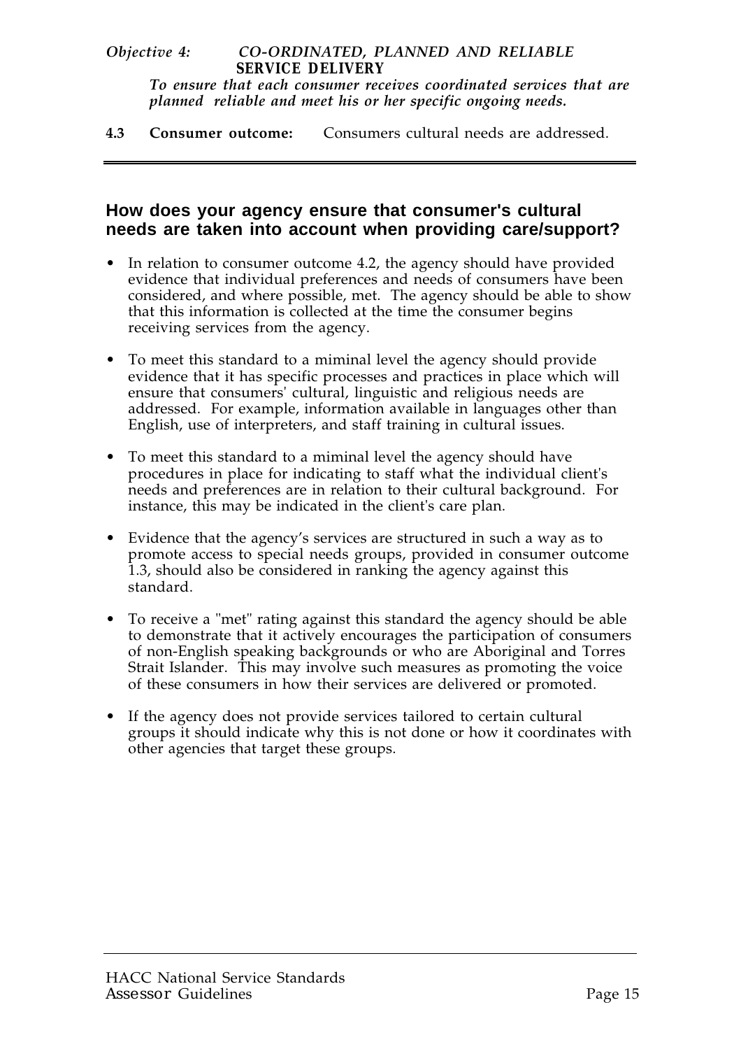*Objective 4:* ***CO-ORDINATED, PLANNED AND RELIABLE*** **SERVICE DELIVERY**

***To ensure that each consumer receives coordinated services that are planned reliable and meet his or her specific ongoing needs.***

**4.3 Consumer outcome:** Consumers cultural needs are addressed.

---

## How does your agency ensure that consumer's cultural needs are taken into account when providing care/support?

- In relation to consumer outcome 4.2, the agency should have provided evidence that individual preferences and needs of consumers have been considered, and where possible, met. The agency should be able to show that this information is collected at the time the consumer begins receiving services from the agency.

- To meet this standard to a miminal level the agency should provide evidence that it has specific processes and practices in place which will ensure that consumers' cultural, linguistic and religious needs are addressed. For example, information available in languages other than English, use of interpreters, and staff training in cultural issues.

- To meet this standard to a miminal level the agency should have procedures in place for indicating to staff what the individual client's needs and preferences are in relation to their cultural background. For instance, this may be indicated in the client's care plan.

- Evidence that the agency's services are structured in such a way as to promote access to special needs groups, provided in consumer outcome 1.3, should also be considered in ranking the agency against this standard.

- To receive a "met" rating against this standard the agency should be able to demonstrate that it actively encourages the participation of consumers of non-English speaking backgrounds or who are Aboriginal and Torres Strait Islander. This may involve such measures as promoting the voice of these consumers in how their services are delivered or promoted.

- If the agency does not provide services tailored to certain cultural groups it should indicate why this is not done or how it coordinates with other agencies that target these groups.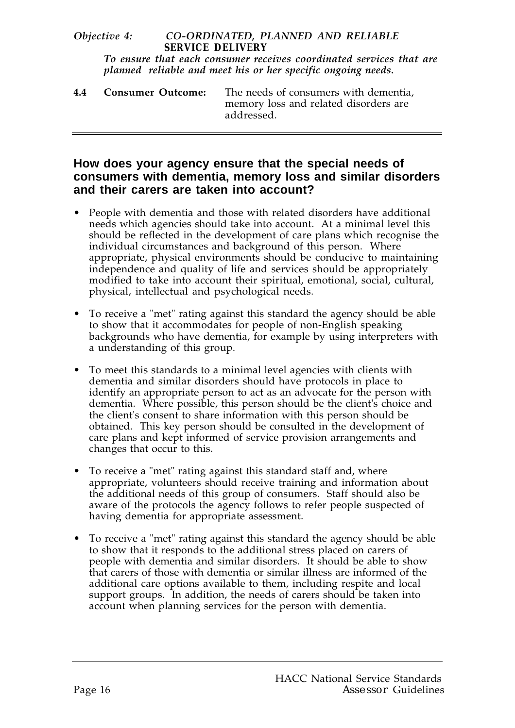*Objective 4:* ***CO-ORDINATED, PLANNED AND RELIABLE SERVICE DELIVERY***

***To ensure that each consumer receives coordinated services that are planned reliable and meet his or her specific ongoing needs.***

**4.4 Consumer Outcome:** The needs of consumers with dementia, memory loss and related disorders are addressed.

---

## How does your agency ensure that the special needs of consumers with dementia, memory loss and similar disorders and their carers are taken into account?

- People with dementia and those with related disorders have additional needs which agencies should take into account. At a minimal level this should be reflected in the development of care plans which recognise the individual circumstances and background of this person. Where appropriate, physical environments should be conducive to maintaining independence and quality of life and services should be appropriately modified to take into account their spiritual, emotional, social, cultural, physical, intellectual and psychological needs.

- To receive a "met" rating against this standard the agency should be able to show that it accommodates for people of non-English speaking backgrounds who have dementia, for example by using interpreters with a understanding of this group.

- To meet this standards to a minimal level agencies with clients with dementia and similar disorders should have protocols in place to identify an appropriate person to act as an advocate for the person with dementia. Where possible, this person should be the client's choice and the client's consent to share information with this person should be obtained. This key person should be consulted in the development of care plans and kept informed of service provision arrangements and changes that occur to this.

- To receive a "met" rating against this standard staff and, where appropriate, volunteers should receive training and information about the additional needs of this group of consumers. Staff should also be aware of the protocols the agency follows to refer people suspected of having dementia for appropriate assessment.

- To receive a "met" rating against this standard the agency should be able to show that it responds to the additional stress placed on carers of people with dementia and similar disorders. It should be able to show that carers of those with dementia or similar illness are informed of the additional care options available to them, including respite and local support groups. In addition, the needs of carers should be taken into account when planning services for the person with dementia.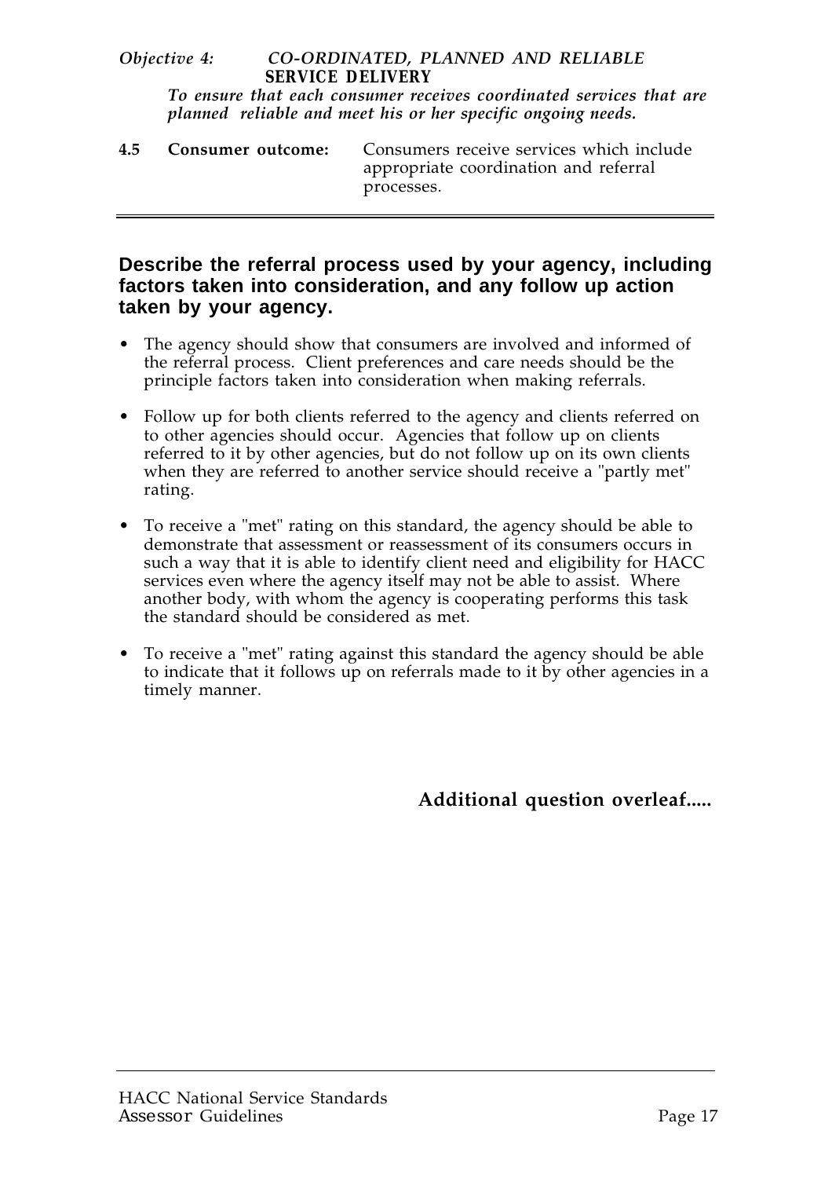*Objective 4:* ***CO-ORDINATED, PLANNED AND RELIABLE* SERVICE DELIVERY**

***To ensure that each consumer receives coordinated services that are planned reliable and meet his or her specific ongoing needs.***

**4.5 Consumer outcome:** Consumers receive services which include appropriate coordination and referral processes.

---

## Describe the referral process used by your agency, including factors taken into consideration, and any follow up action taken by your agency.

- The agency should show that consumers are involved and informed of the referral process. Client preferences and care needs should be the principle factors taken into consideration when making referrals.
- Follow up for both clients referred to the agency and clients referred on to other agencies should occur. Agencies that follow up on clients referred to it by other agencies, but do not follow up on its own clients when they are referred to another service should receive a "partly met" rating.
- To receive a "met" rating on this standard, the agency should be able to demonstrate that assessment or reassessment of its consumers occurs in such a way that it is able to identify client need and eligibility for HACC services even where the agency itself may not be able to assist. Where another body, with whom the agency is cooperating performs this task the standard should be considered as met.
- To receive a "met" rating against this standard the agency should be able to indicate that it follows up on referrals made to it by other agencies in a timely manner.

**Additional question overleaf.....**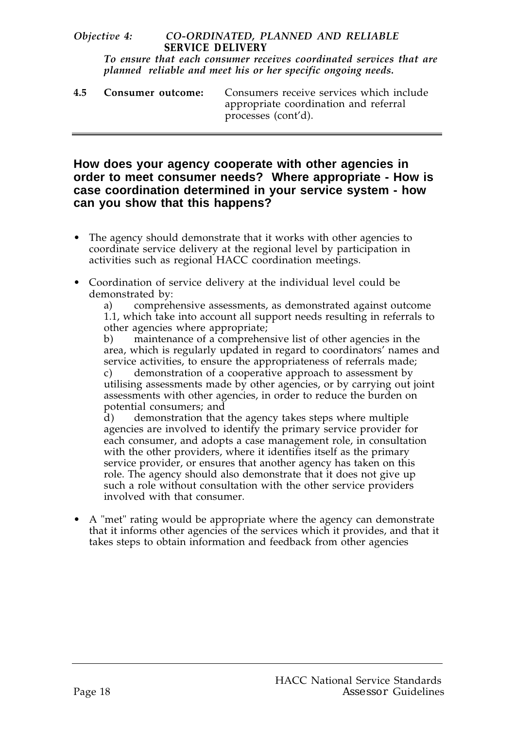*Objective 4:* ***CO-ORDINATED, PLANNED AND RELIABLE*** **SERVICE DELIVERY**

***To ensure that each consumer receives coordinated services that are planned reliable and meet his or her specific ongoing needs.***

**4.5 Consumer outcome:** Consumers receive services which include appropriate coordination and referral processes (cont'd).

---

## How does your agency cooperate with other agencies in order to meet consumer needs? Where appropriate - How is case coordination determined in your service system - how can you show that this happens?

- The agency should demonstrate that it works with other agencies to coordinate service delivery at the regional level by participation in activities such as regional HACC coordination meetings.

- Coordination of service delivery at the individual level could be demonstrated by:

  a) comprehensive assessments, as demonstrated against outcome 1.1, which take into account all support needs resulting in referrals to other agencies where appropriate;

  b) maintenance of a comprehensive list of other agencies in the area, which is regularly updated in regard to coordinators' names and service activities, to ensure the appropriateness of referrals made;

  c) demonstration of a cooperative approach to assessment by utilising assessments made by other agencies, or by carrying out joint assessments with other agencies, in order to reduce the burden on potential consumers; and

  d) demonstration that the agency takes steps where multiple agencies are involved to identify the primary service provider for each consumer, and adopts a case management role, in consultation with the other providers, where it identifies itself as the primary service provider, or ensures that another agency has taken on this role. The agency should also demonstrate that it does not give up such a role without consultation with the other service providers involved with that consumer.

- A "met" rating would be appropriate where the agency can demonstrate that it informs other agencies of the services which it provides, and that it takes steps to obtain information and feedback from other agencies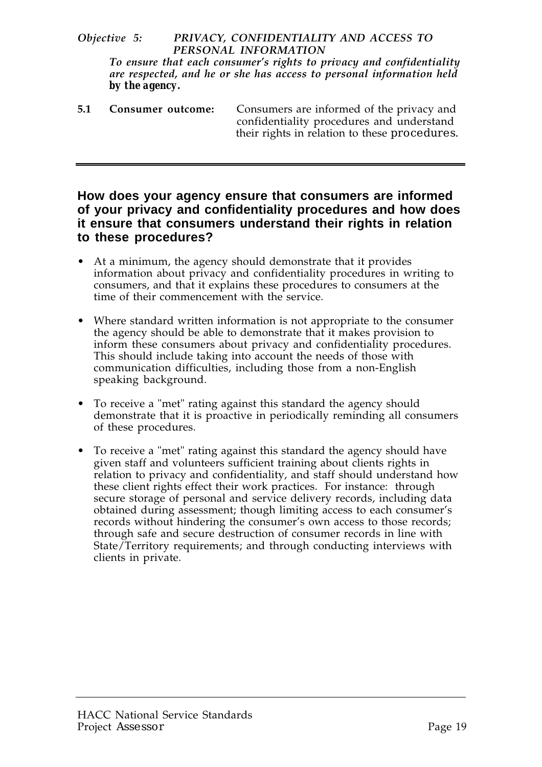*Objective 5: PRIVACY, CONFIDENTIALITY AND ACCESS TO PERSONAL INFORMATION*

***To ensure that each consumer's rights to privacy and confidentiality are respected, and he or she has access to personal information held by the agency.***

**5.1 Consumer outcome:** Consumers are informed of the privacy and confidentiality procedures and understand their rights in relation to these procedures.

---

## How does your agency ensure that consumers are informed of your privacy and confidentiality procedures and how does it ensure that consumers understand their rights in relation to these procedures?

- At a minimum, the agency should demonstrate that it provides information about privacy and confidentiality procedures in writing to consumers, and that it explains these procedures to consumers at the time of their commencement with the service.
- Where standard written information is not appropriate to the consumer the agency should be able to demonstrate that it makes provision to inform these consumers about privacy and confidentiality procedures. This should include taking into account the needs of those with communication difficulties, including those from a non-English speaking background.
- To receive a "met" rating against this standard the agency should demonstrate that it is proactive in periodically reminding all consumers of these procedures.
- To receive a "met" rating against this standard the agency should have given staff and volunteers sufficient training about clients rights in relation to privacy and confidentiality, and staff should understand how these client rights effect their work practices. For instance: through secure storage of personal and service delivery records, including data obtained during assessment; though limiting access to each consumer's records without hindering the consumer's own access to those records; through safe and secure destruction of consumer records in line with State/Territory requirements; and through conducting interviews with clients in private.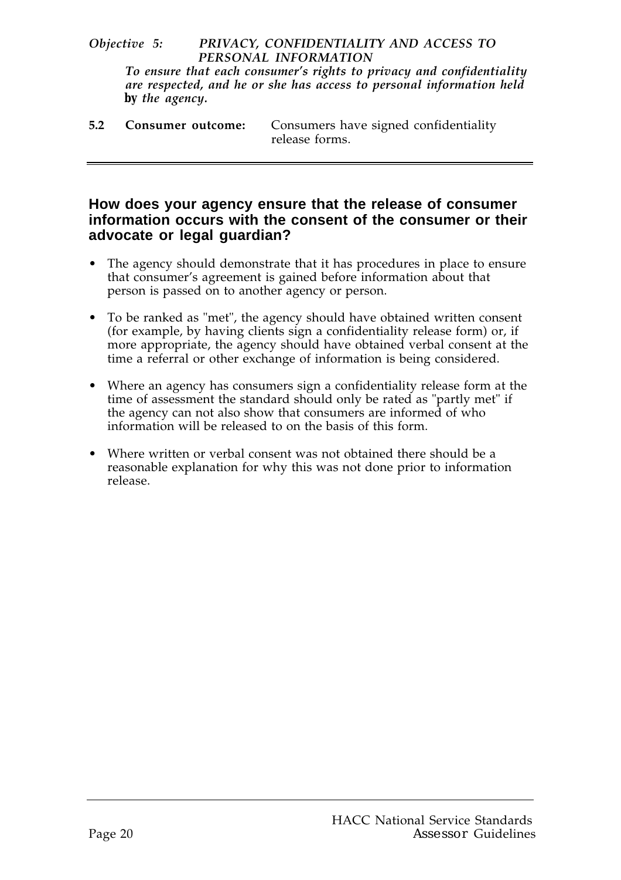*Objective 5: PRIVACY, CONFIDENTIALITY AND ACCESS TO PERSONAL INFORMATION*

***To ensure that each consumer's rights to privacy and confidentiality are respected, and he or she has access to personal information held by the agency.***

**5.2 Consumer outcome:** Consumers have signed confidentiality release forms.

---

## How does your agency ensure that the release of consumer information occurs with the consent of the consumer or their advocate or legal guardian?

- The agency should demonstrate that it has procedures in place to ensure that consumer's agreement is gained before information about that person is passed on to another agency or person.
- To be ranked as "met", the agency should have obtained written consent (for example, by having clients sign a confidentiality release form) or, if more appropriate, the agency should have obtained verbal consent at the time a referral or other exchange of information is being considered.
- Where an agency has consumers sign a confidentiality release form at the time of assessment the standard should only be rated as "partly met" if the agency can not also show that consumers are informed of who information will be released to on the basis of this form.
- Where written or verbal consent was not obtained there should be a reasonable explanation for why this was not done prior to information release.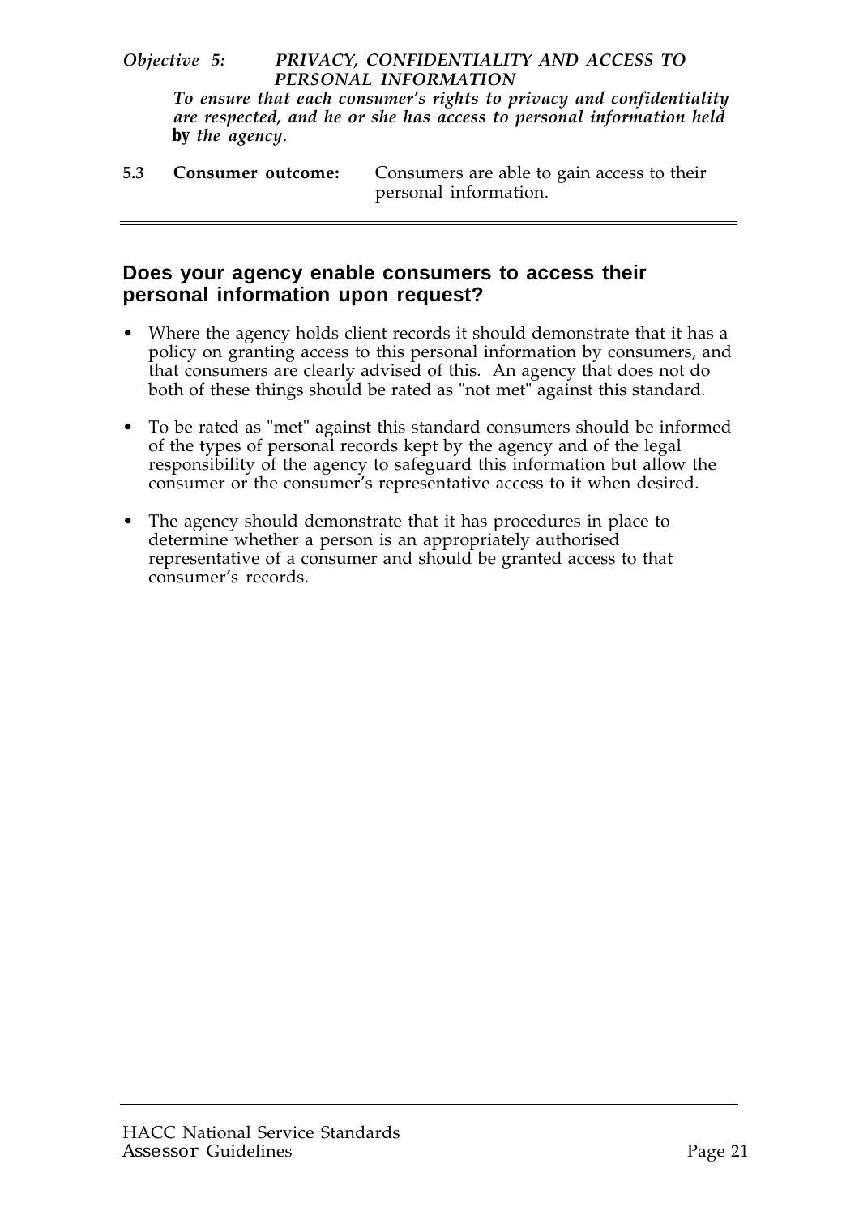*Objective 5:* ***PRIVACY, CONFIDENTIALITY AND ACCESS TO PERSONAL INFORMATION***

***To ensure that each consumer's rights to privacy and confidentiality are respected, and he or she has access to personal information held by*** *the agency.*

| | | |
|---|---|---|
| **5.3** | **Consumer outcome:** | Consumers are able to gain access to their personal information. |

## Does your agency enable consumers to access their personal information upon request?

- Where the agency holds client records it should demonstrate that it has a policy on granting access to this personal information by consumers, and that consumers are clearly advised of this. An agency that does not do both of these things should be rated as "not met" against this standard.
- To be rated as "met" against this standard consumers should be informed of the types of personal records kept by the agency and of the legal responsibility of the agency to safeguard this information but allow the consumer or the consumer's representative access to it when desired.
- The agency should demonstrate that it has procedures in place to determine whether a person is an appropriately authorised representative of a consumer and should be granted access to that consumer's records.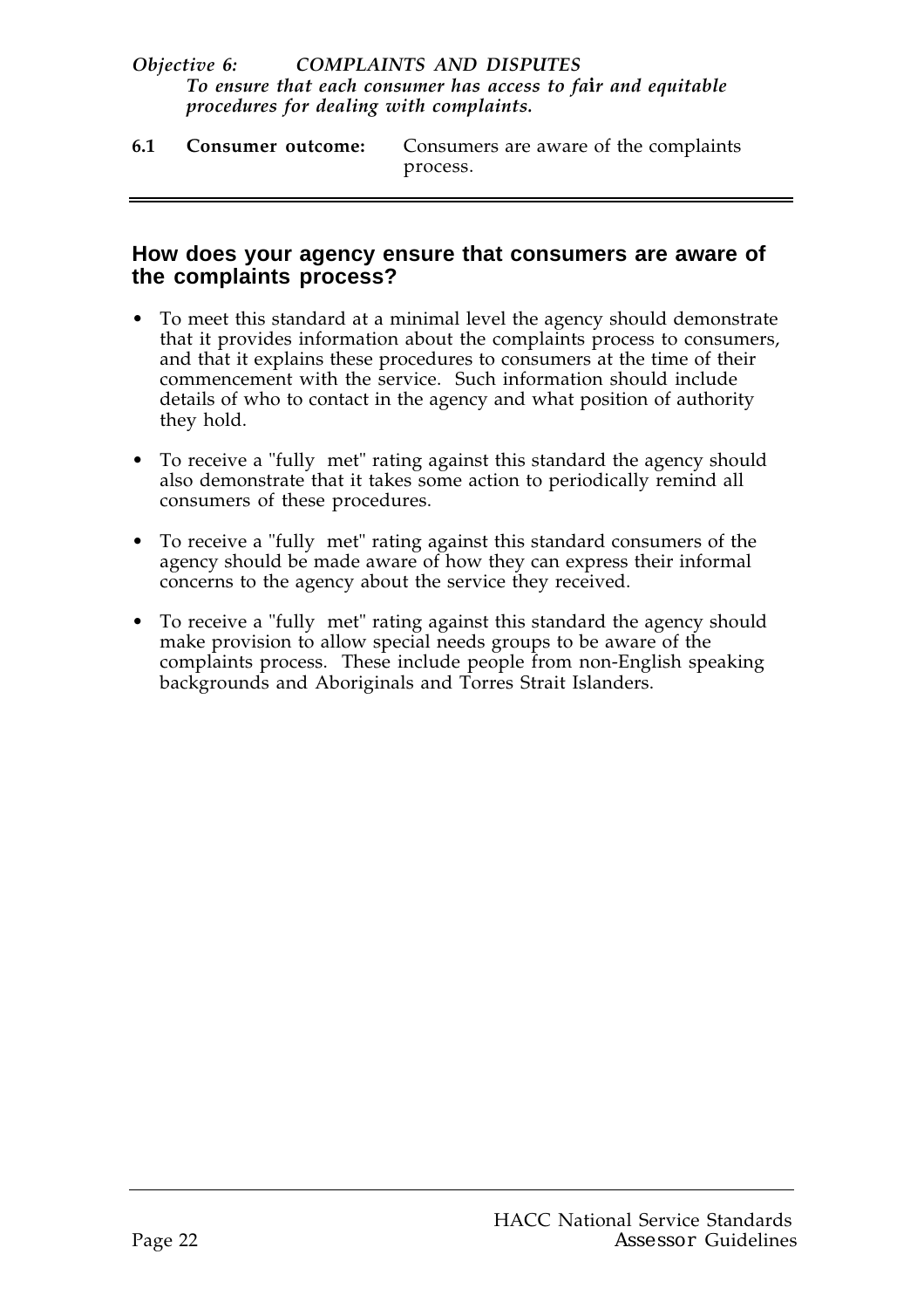*Objective 6: COMPLAINTS AND DISPUTES*
***To ensure that each consumer has access to fair and equitable procedures for dealing with complaints.***

**6.1 Consumer outcome:** Consumers are aware of the complaints process.

## How does your agency ensure that consumers are aware of the complaints process?

- To meet this standard at a minimal level the agency should demonstrate that it provides information about the complaints process to consumers, and that it explains these procedures to consumers at the time of their commencement with the service. Such information should include details of who to contact in the agency and what position of authority they hold.

- To receive a "fully met" rating against this standard the agency should also demonstrate that it takes some action to periodically remind all consumers of these procedures.

- To receive a "fully met" rating against this standard consumers of the agency should be made aware of how they can express their informal concerns to the agency about the service they received.

- To receive a "fully met" rating against this standard the agency should make provision to allow special needs groups to be aware of the complaints process. These include people from non-English speaking backgrounds and Aboriginals and Torres Strait Islanders.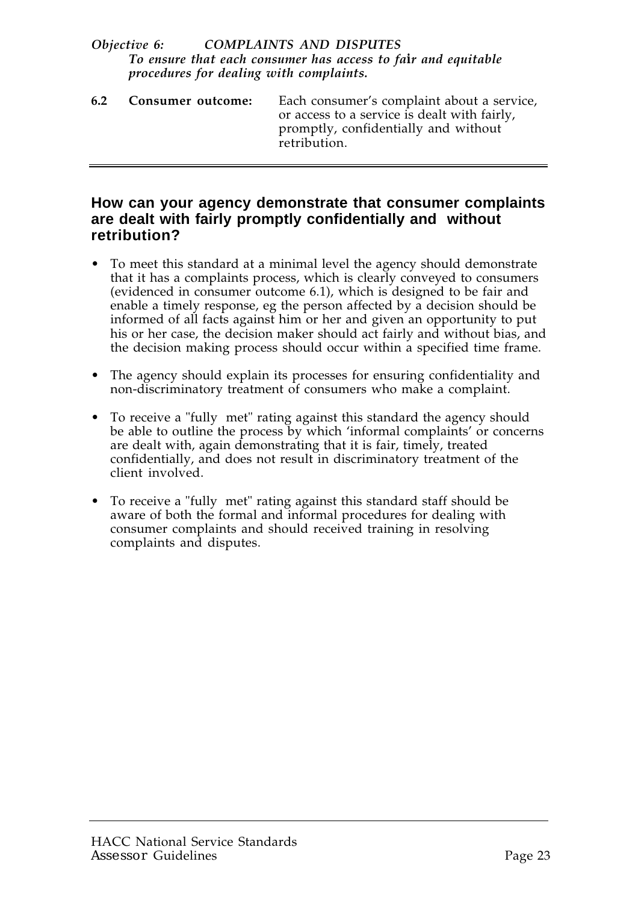*Objective 6: COMPLAINTS AND DISPUTES*
***To ensure that each consumer has access to fair and equitable procedures for dealing with complaints.***

| | | |
|---|---|---|
| **6.2** | **Consumer outcome:** | Each consumer's complaint about a service, or access to a service is dealt with fairly, promptly, confidentially and without retribution. |

---

## How can your agency demonstrate that consumer complaints are dealt with fairly promptly confidentially and without retribution?

- To meet this standard at a minimal level the agency should demonstrate that it has a complaints process, which is clearly conveyed to consumers (evidenced in consumer outcome 6.1), which is designed to be fair and enable a timely response, eg the person affected by a decision should be informed of all facts against him or her and given an opportunity to put his or her case, the decision maker should act fairly and without bias, and the decision making process should occur within a specified time frame.

- The agency should explain its processes for ensuring confidentiality and non-discriminatory treatment of consumers who make a complaint.

- To receive a "fully met" rating against this standard the agency should be able to outline the process by which 'informal complaints' or concerns are dealt with, again demonstrating that it is fair, timely, treated confidentially, and does not result in discriminatory treatment of the client involved.

- To receive a "fully met" rating against this standard staff should be aware of both the formal and informal procedures for dealing with consumer complaints and should received training in resolving complaints and disputes.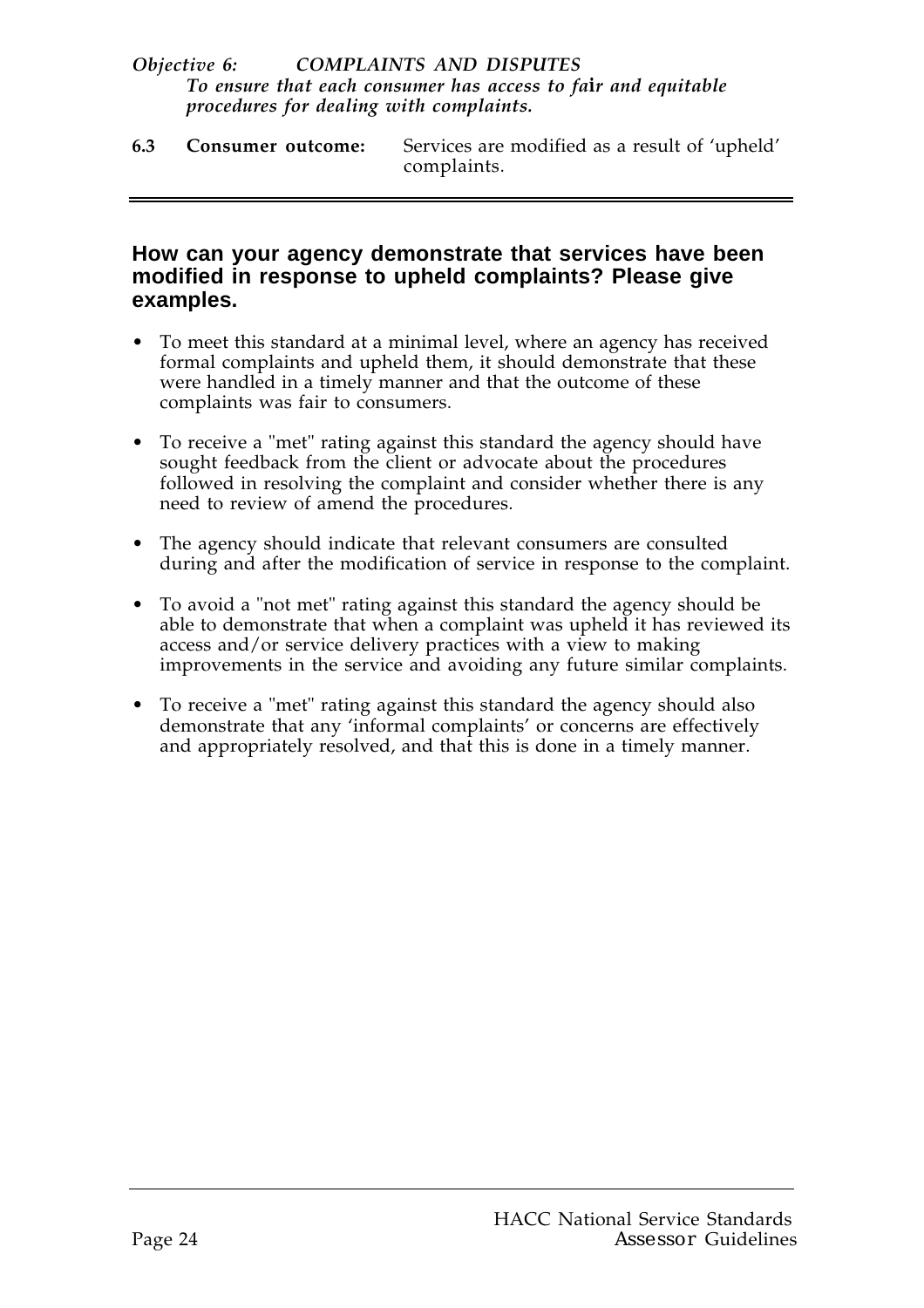*Objective 6: COMPLAINTS AND DISPUTES*
***To ensure that each consumer has access to fair and equitable procedures for dealing with complaints.***

**6.3 Consumer outcome:** Services are modified as a result of 'upheld' complaints.

## How can your agency demonstrate that services have been modified in response to upheld complaints? Please give examples.

- To meet this standard at a minimal level, where an agency has received formal complaints and upheld them, it should demonstrate that these were handled in a timely manner and that the outcome of these complaints was fair to consumers.
- To receive a "met" rating against this standard the agency should have sought feedback from the client or advocate about the procedures followed in resolving the complaint and consider whether there is any need to review of amend the procedures.
- The agency should indicate that relevant consumers are consulted during and after the modification of service in response to the complaint.
- To avoid a "not met" rating against this standard the agency should be able to demonstrate that when a complaint was upheld it has reviewed its access and/or service delivery practices with a view to making improvements in the service and avoiding any future similar complaints.
- To receive a "met" rating against this standard the agency should also demonstrate that any 'informal complaints' or concerns are effectively and appropriately resolved, and that this is done in a timely manner.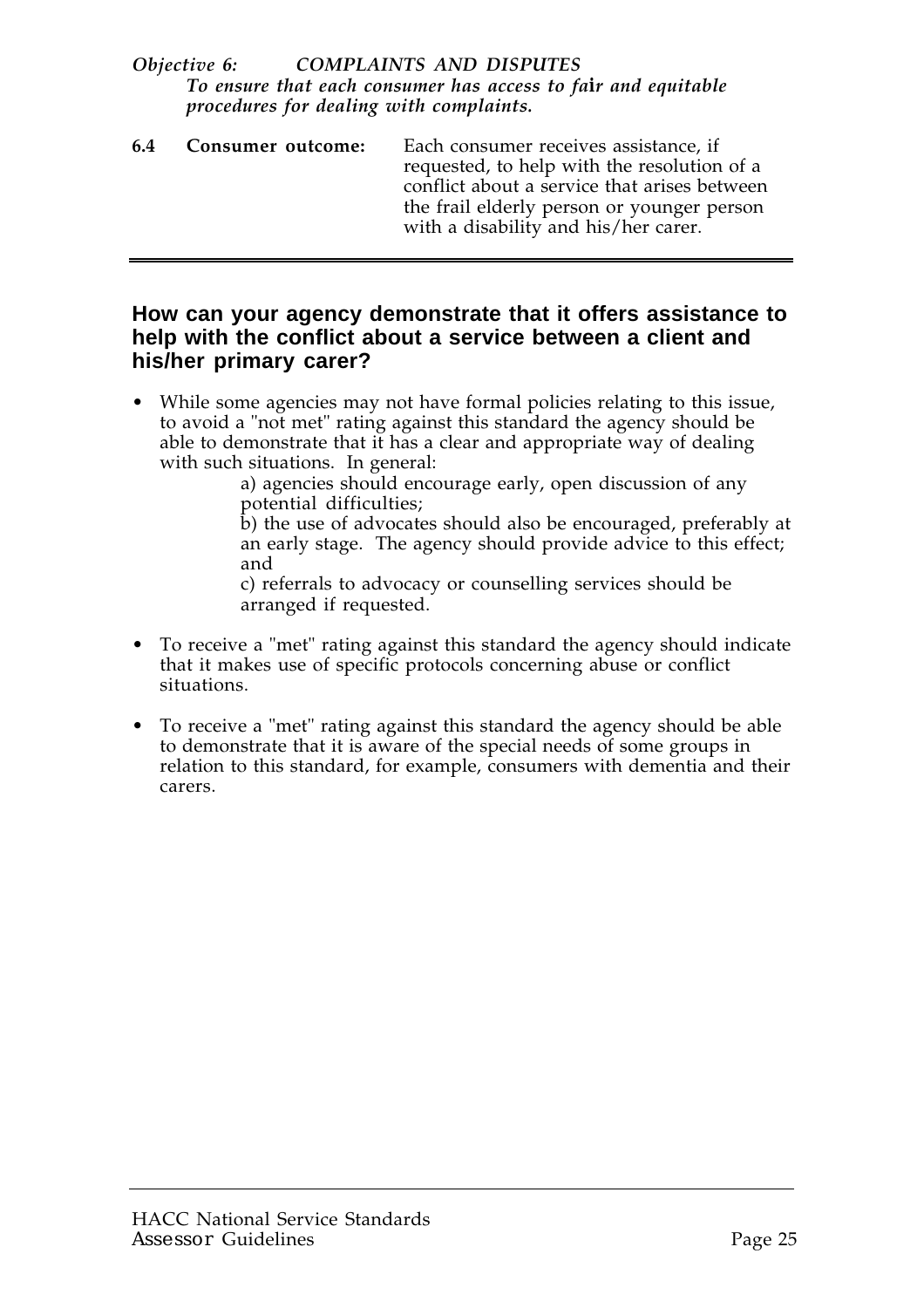*Objective 6: COMPLAINTS AND DISPUTES*
***To ensure that each consumer has access to fair and equitable procedures for dealing with complaints.***

| | | |
|---|---|---|
| **6.4** | **Consumer outcome:** | Each consumer receives assistance, if requested, to help with the resolution of a conflict about a service that arises between the frail elderly person or younger person with a disability and his/her carer. |

## How can your agency demonstrate that it offers assistance to help with the conflict about a service between a client and his/her primary carer?

- While some agencies may not have formal policies relating to this issue, to avoid a "not met" rating against this standard the agency should be able to demonstrate that it has a clear and appropriate way of dealing with such situations. In general:

  a) agencies should encourage early, open discussion of any potential difficulties;

  b) the use of advocates should also be encouraged, preferably at an early stage. The agency should provide advice to this effect; and

  c) referrals to advocacy or counselling services should be arranged if requested.

- To receive a "met" rating against this standard the agency should indicate that it makes use of specific protocols concerning abuse or conflict situations.

- To receive a "met" rating against this standard the agency should be able to demonstrate that it is aware of the special needs of some groups in relation to this standard, for example, consumers with dementia and their carers.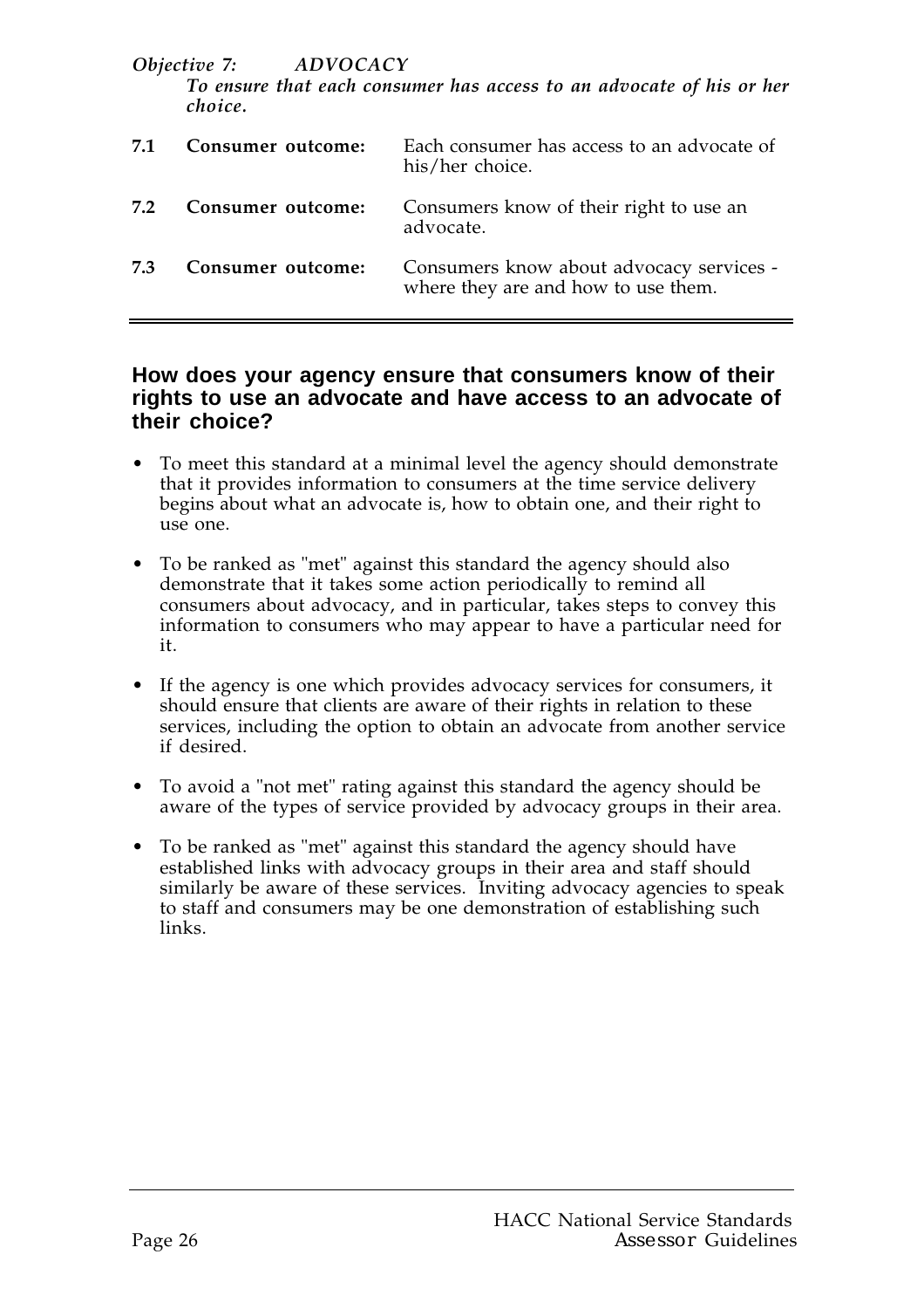*Objective 7:* ***ADVOCACY***

***To ensure that each consumer has access to an advocate of his or her choice.***

| | | |
|---|---|---|
| **7.1** | **Consumer outcome:** | Each consumer has access to an advocate of his/her choice. |
| **7.2** | **Consumer outcome:** | Consumers know of their right to use an advocate. |
| **7.3** | **Consumer outcome:** | Consumers know about advocacy services - where they are and how to use them. |

## How does your agency ensure that consumers know of their rights to use an advocate and have access to an advocate of their choice?

- To meet this standard at a minimal level the agency should demonstrate that it provides information to consumers at the time service delivery begins about what an advocate is, how to obtain one, and their right to use one.
- To be ranked as "met" against this standard the agency should also demonstrate that it takes some action periodically to remind all consumers about advocacy, and in particular, takes steps to convey this information to consumers who may appear to have a particular need for it.
- If the agency is one which provides advocacy services for consumers, it should ensure that clients are aware of their rights in relation to these services, including the option to obtain an advocate from another service if desired.
- To avoid a "not met" rating against this standard the agency should be aware of the types of service provided by advocacy groups in their area.
- To be ranked as "met" against this standard the agency should have established links with advocacy groups in their area and staff should similarly be aware of these services. Inviting advocacy agencies to speak to staff and consumers may be one demonstration of establishing such links.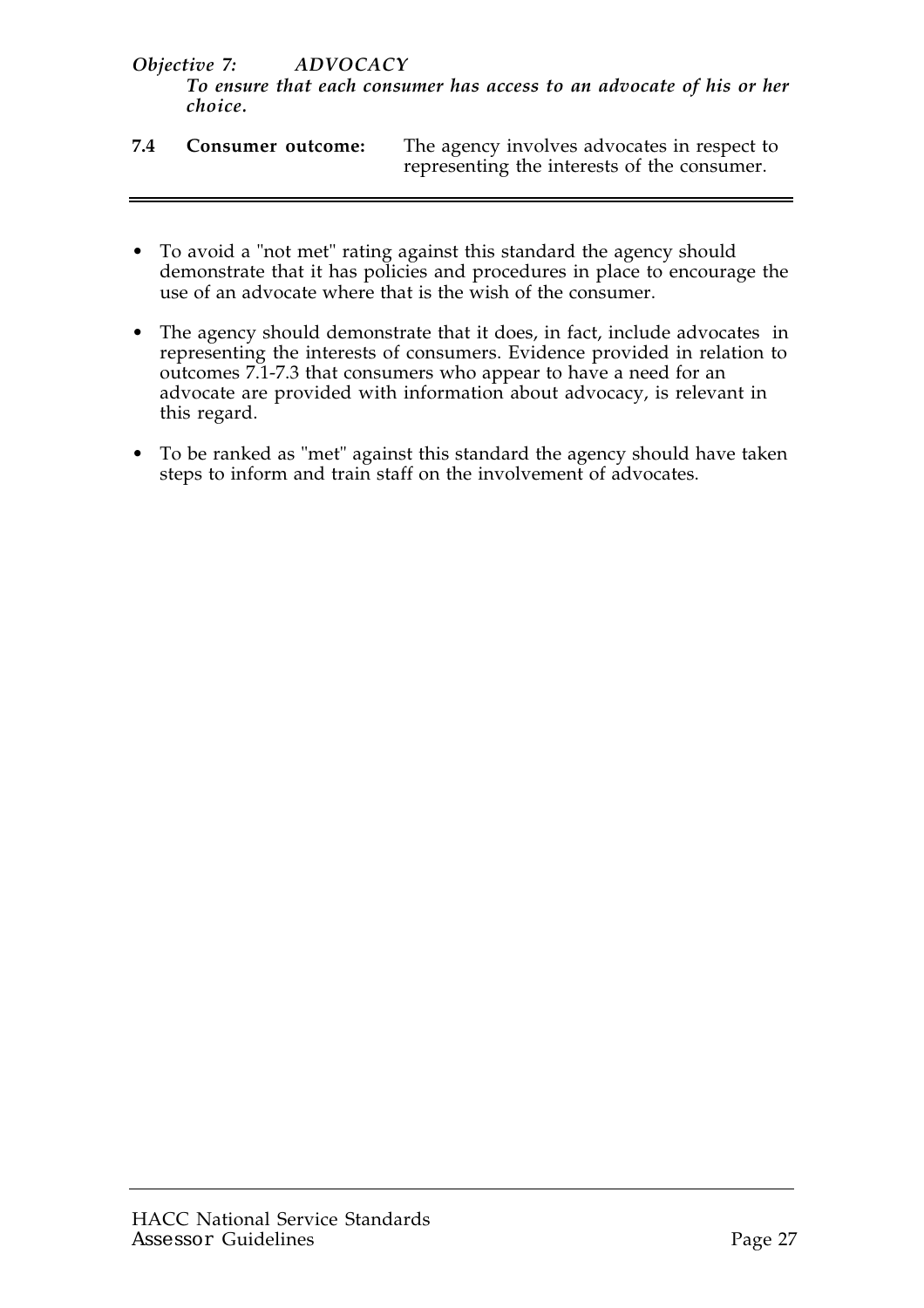*Objective 7: ADVOCACY*
***To ensure that each consumer has access to an advocate of his or her choice.***

**7.4 Consumer outcome:** The agency involves advocates in respect to representing the interests of the consumer.

---

- To avoid a "not met" rating against this standard the agency should demonstrate that it has policies and procedures in place to encourage the use of an advocate where that is the wish of the consumer.
- The agency should demonstrate that it does, in fact, include advocates in representing the interests of consumers. Evidence provided in relation to outcomes 7.1-7.3 that consumers who appear to have a need for an advocate are provided with information about advocacy, is relevant in this regard.
- To be ranked as "met" against this standard the agency should have taken steps to inform and train staff on the involvement of advocates.